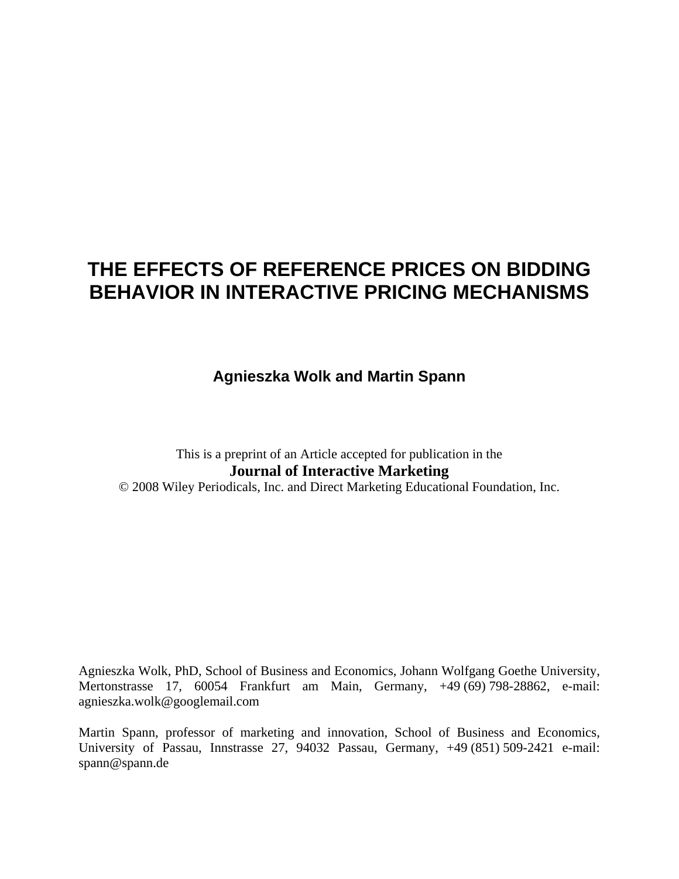# THE EFFECTS OF REFERENCE PRICES ON BIDDING BEHAVIOR IN INTERACTIVE PRICING MECHANISMS

**Agnieszka Wolk and Martin Spann**

This is a preprint of an Article accepted for publication in the

**Journal of Interactive Marketing**

© 2008 Wiley Periodicals, Inc. and Direct Marketing Educational Foundation, Inc.

Agnieszka Wolk, PhD, School of Business and Economics, Johann Wolfgang Goethe University, Mertonstrasse 17, 60054 Frankfurt am Main, Germany, +49 (69) 798-28862, e-mail: agnieszka.wolk@googlemail.com

Martin Spann, professor of marketing and innovation, School of Business and Economics, University of Passau, Innstrasse 27, 94032 Passau, Germany, +49 (851) 509-2421 e-mail: spann@spann.de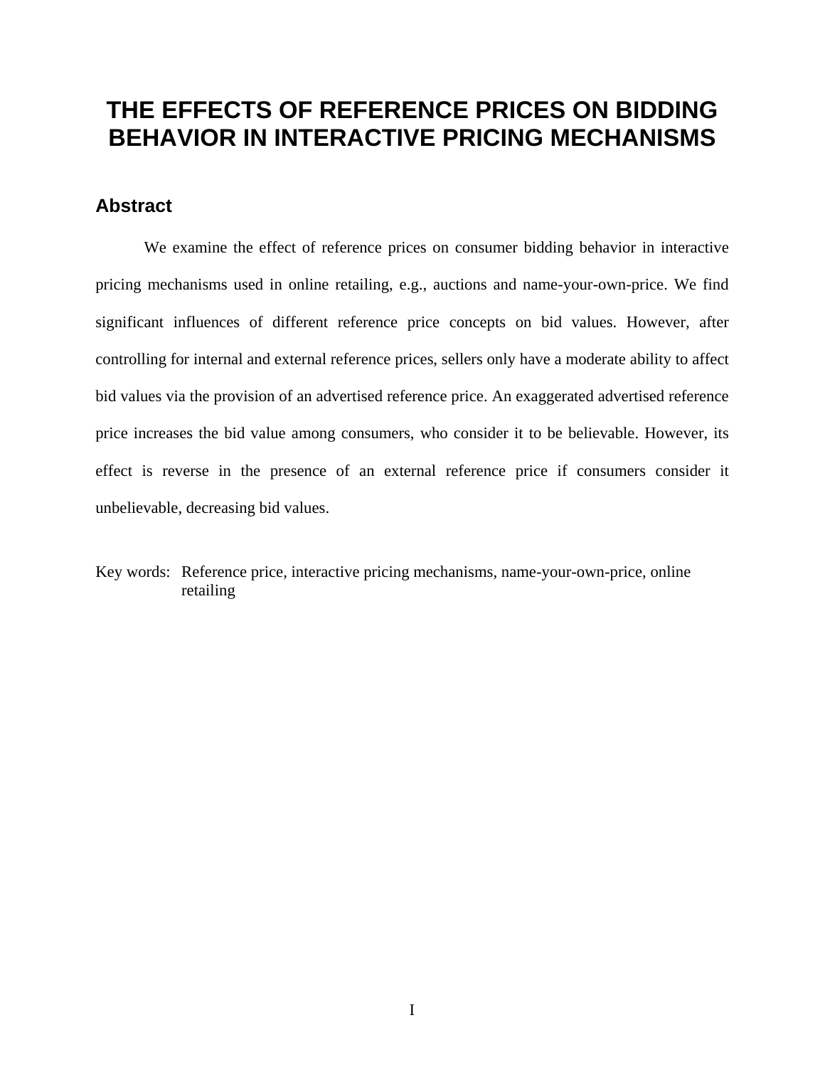# THE EFFECTS OF REFERENCE PRICES ON BIDDING BEHAVIOR IN INTERACTIVE PRICING MECHANISMS

## Abstract

We examine the effect of reference prices on consumer bidding behavior in interactive pricing mechanisms used in online retailing, e.g., auctions and name-your-own-price. We find significant influences of different reference price concepts on bid values. However, after controlling for internal and external reference prices, sellers only have a moderate ability to affect bid values via the provision of an advertised reference price. An exaggerated advertised reference price increases the bid value among consumers, who consider it to be believable. However, its effect is reverse in the presence of an external reference price if consumers consider it unbelievable, decreasing bid values.

Key words: Reference price, interactive pricing mechanisms, name-your-own-price, online retailing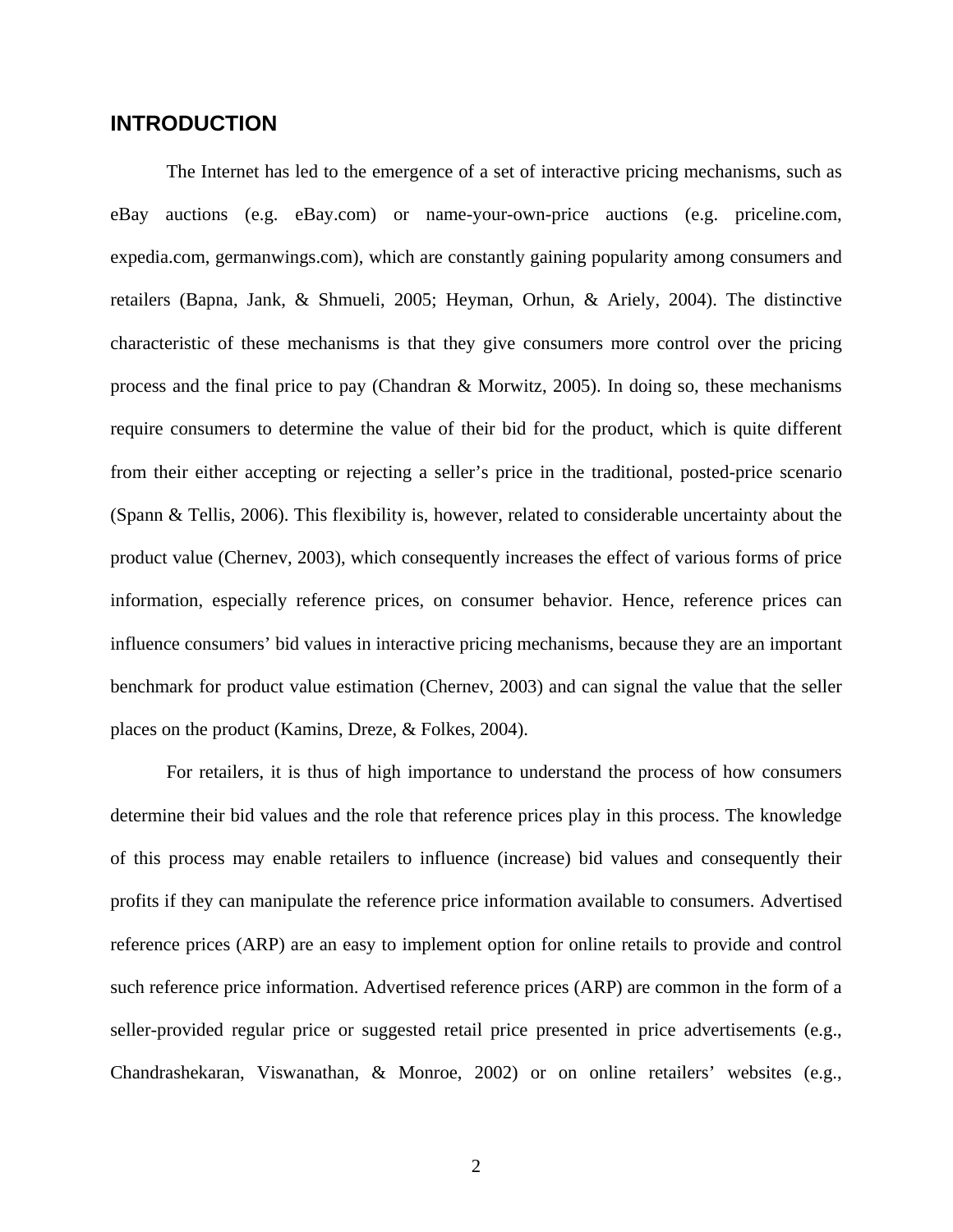## INTRODUCTION

The Internet has led to the emergence of a set of interactive pricing mechanisms, such as eBay auctions (e.g. eBay.com) or name-your-own-price auctions (e.g. priceline.com, expedia.com, germanwings.com), which are constantly gaining popularity among consumers and retailers (Bapna, Jank, & Shmueli, 2005; Heyman, Orhun, & Ariely, 2004). The distinctive characteristic of these mechanisms is that they give consumers more control over the pricing process and the final price to pay (Chandran & Morwitz, 2005). In doing so, these mechanisms require consumers to determine the value of their bid for the product, which is quite different from their either accepting or rejecting a seller's price in the traditional, posted-price scenario (Spann & Tellis, 2006). This flexibility is, however, related to considerable uncertainty about the product value (Chernev, 2003), which consequently increases the effect of various forms of price information, especially reference prices, on consumer behavior. Hence, reference prices can influence consumers' bid values in interactive pricing mechanisms, because they are an important benchmark for product value estimation (Chernev, 2003) and can signal the value that the seller places on the product (Kamins, Dreze, & Folkes, 2004).

For retailers, it is thus of high importance to understand the process of how consumers determine their bid values and the role that reference prices play in this process. The knowledge of this process may enable retailers to influence (increase) bid values and consequently their profits if they can manipulate the reference price information available to consumers. Advertised reference prices (ARP) are an easy to implement option for online retails to provide and control such reference price information. Advertised reference prices (ARP) are common in the form of a seller-provided regular price or suggested retail price presented in price advertisements (e.g., Chandrashekaran, Viswanathan, & Monroe, 2002) or on online retailers' websites (e.g.,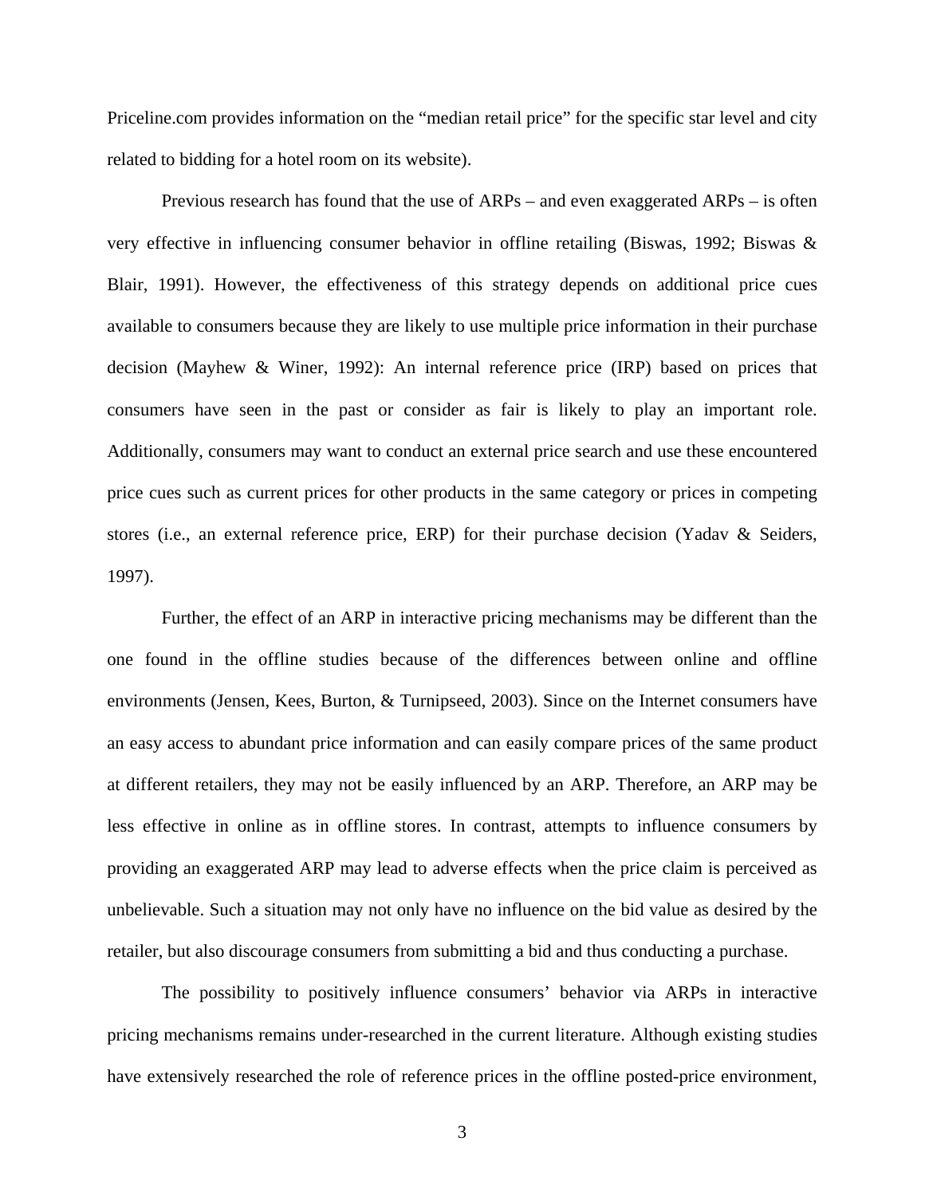Priceline.com provides information on the "median retail price" for the specific star level and city related to bidding for a hotel room on its website).

Previous research has found that the use of ARPs – and even exaggerated ARPs – is often very effective in influencing consumer behavior in offline retailing (Biswas, 1992; Biswas & Blair, 1991). However, the effectiveness of this strategy depends on additional price cues available to consumers because they are likely to use multiple price information in their purchase decision (Mayhew & Winer, 1992): An internal reference price (IRP) based on prices that consumers have seen in the past or consider as fair is likely to play an important role. Additionally, consumers may want to conduct an external price search and use these encountered price cues such as current prices for other products in the same category or prices in competing stores (i.e., an external reference price, ERP) for their purchase decision (Yadav & Seiders, 1997).

Further, the effect of an ARP in interactive pricing mechanisms may be different than the one found in the offline studies because of the differences between online and offline environments (Jensen, Kees, Burton, & Turnipseed, 2003). Since on the Internet consumers have an easy access to abundant price information and can easily compare prices of the same product at different retailers, they may not be easily influenced by an ARP. Therefore, an ARP may be less effective in online as in offline stores. In contrast, attempts to influence consumers by providing an exaggerated ARP may lead to adverse effects when the price claim is perceived as unbelievable. Such a situation may not only have no influence on the bid value as desired by the retailer, but also discourage consumers from submitting a bid and thus conducting a purchase.

The possibility to positively influence consumers' behavior via ARPs in interactive pricing mechanisms remains under-researched in the current literature. Although existing studies have extensively researched the role of reference prices in the offline posted-price environment,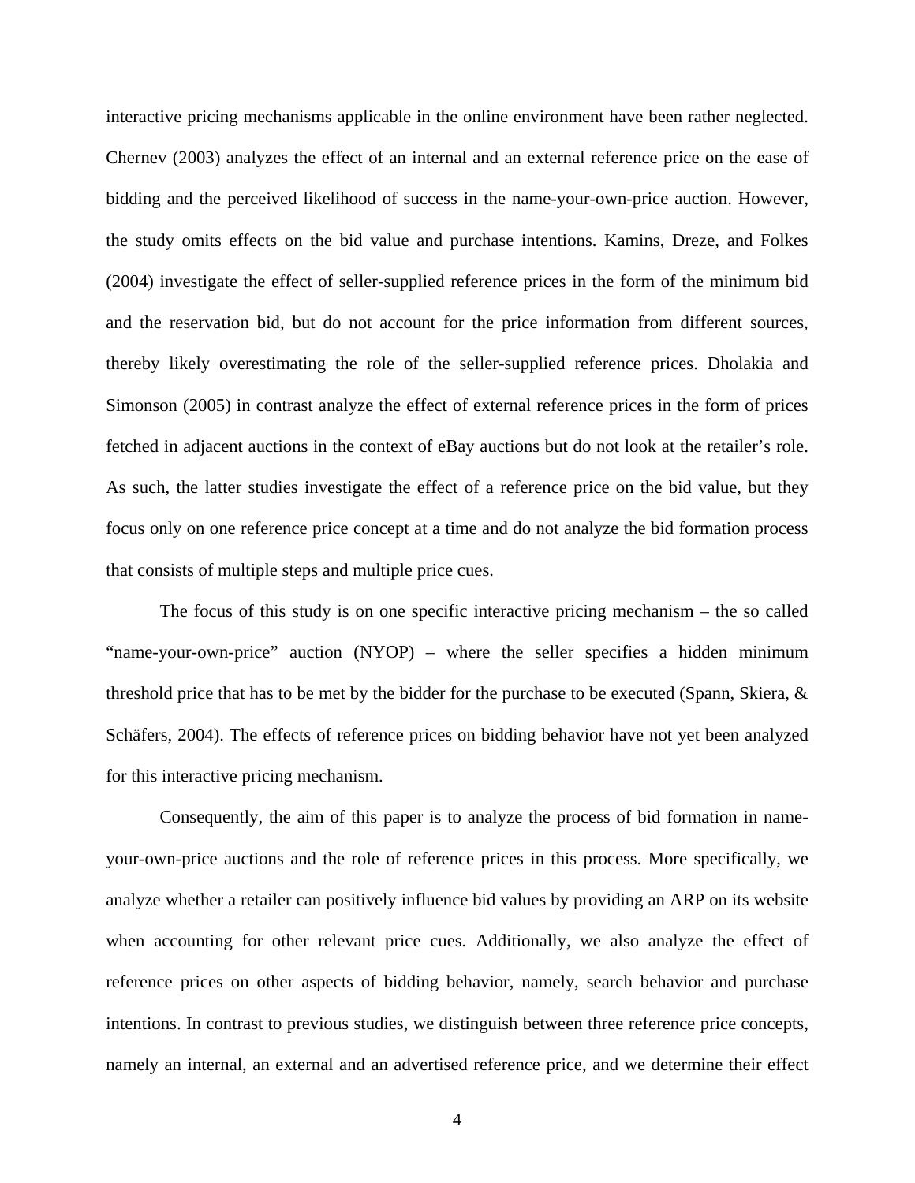interactive pricing mechanisms applicable in the online environment have been rather neglected. Chernev (2003) analyzes the effect of an internal and an external reference price on the ease of bidding and the perceived likelihood of success in the name-your-own-price auction. However, the study omits effects on the bid value and purchase intentions. Kamins, Dreze, and Folkes (2004) investigate the effect of seller-supplied reference prices in the form of the minimum bid and the reservation bid, but do not account for the price information from different sources, thereby likely overestimating the role of the seller-supplied reference prices. Dholakia and Simonson (2005) in contrast analyze the effect of external reference prices in the form of prices fetched in adjacent auctions in the context of eBay auctions but do not look at the retailer's role. As such, the latter studies investigate the effect of a reference price on the bid value, but they focus only on one reference price concept at a time and do not analyze the bid formation process that consists of multiple steps and multiple price cues.

The focus of this study is on one specific interactive pricing mechanism – the so called "name-your-own-price" auction (NYOP) – where the seller specifies a hidden minimum threshold price that has to be met by the bidder for the purchase to be executed (Spann, Skiera, & Schäfers, 2004). The effects of reference prices on bidding behavior have not yet been analyzed for this interactive pricing mechanism.

Consequently, the aim of this paper is to analyze the process of bid formation in name-your-own-price auctions and the role of reference prices in this process. More specifically, we analyze whether a retailer can positively influence bid values by providing an ARP on its website when accounting for other relevant price cues. Additionally, we also analyze the effect of reference prices on other aspects of bidding behavior, namely, search behavior and purchase intentions. In contrast to previous studies, we distinguish between three reference price concepts, namely an internal, an external and an advertised reference price, and we determine their effect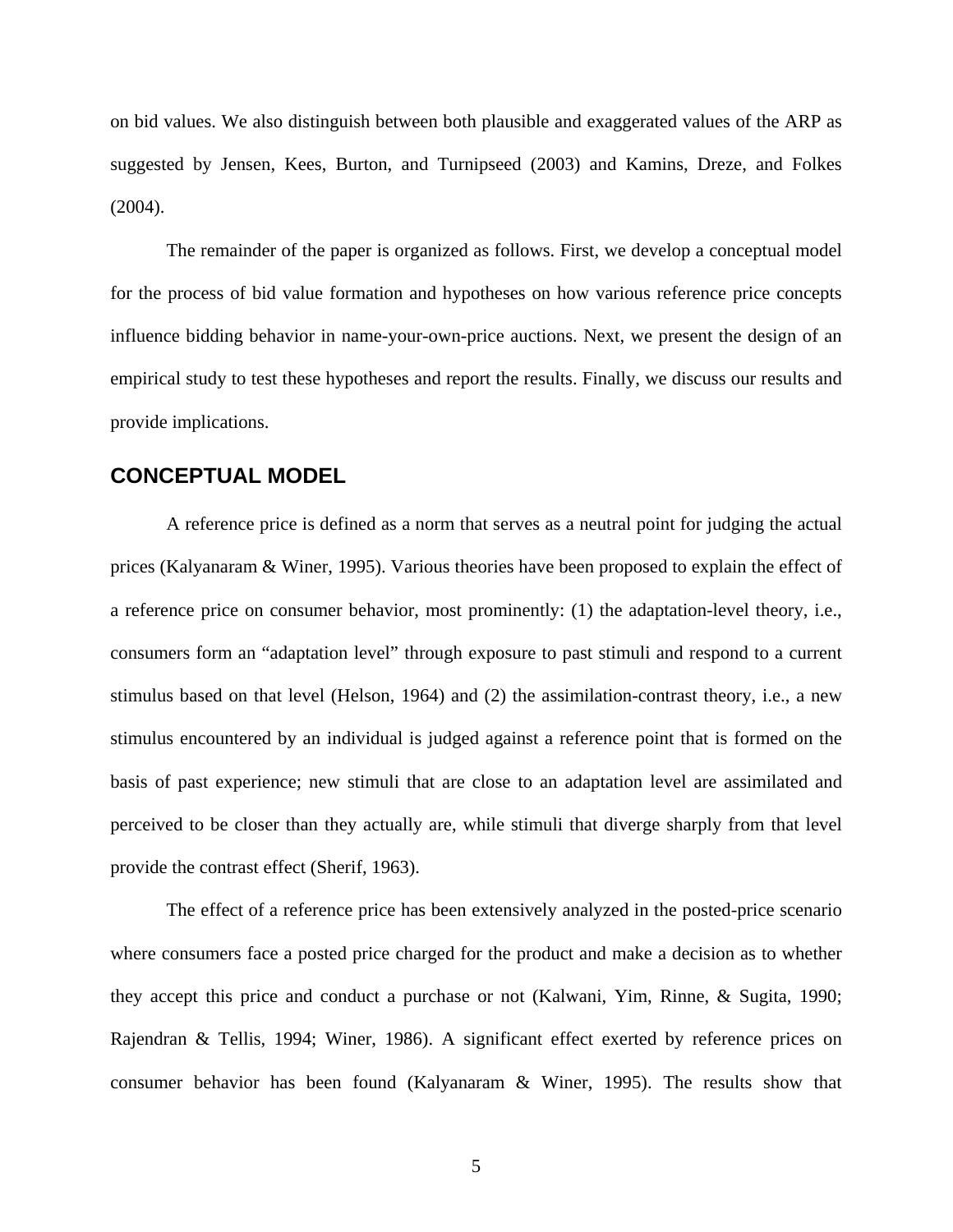on bid values. We also distinguish between both plausible and exaggerated values of the ARP as suggested by Jensen, Kees, Burton, and Turnipseed (2003) and Kamins, Dreze, and Folkes (2004).

The remainder of the paper is organized as follows. First, we develop a conceptual model for the process of bid value formation and hypotheses on how various reference price concepts influence bidding behavior in name-your-own-price auctions. Next, we present the design of an empirical study to test these hypotheses and report the results. Finally, we discuss our results and provide implications.

## CONCEPTUAL MODEL

A reference price is defined as a norm that serves as a neutral point for judging the actual prices (Kalyanaram & Winer, 1995). Various theories have been proposed to explain the effect of a reference price on consumer behavior, most prominently: (1) the adaptation-level theory, i.e., consumers form an "adaptation level" through exposure to past stimuli and respond to a current stimulus based on that level (Helson, 1964) and (2) the assimilation-contrast theory, i.e., a new stimulus encountered by an individual is judged against a reference point that is formed on the basis of past experience; new stimuli that are close to an adaptation level are assimilated and perceived to be closer than they actually are, while stimuli that diverge sharply from that level provide the contrast effect (Sherif, 1963).

The effect of a reference price has been extensively analyzed in the posted-price scenario where consumers face a posted price charged for the product and make a decision as to whether they accept this price and conduct a purchase or not (Kalwani, Yim, Rinne, & Sugita, 1990; Rajendran & Tellis, 1994; Winer, 1986). A significant effect exerted by reference prices on consumer behavior has been found (Kalyanaram & Winer, 1995). The results show that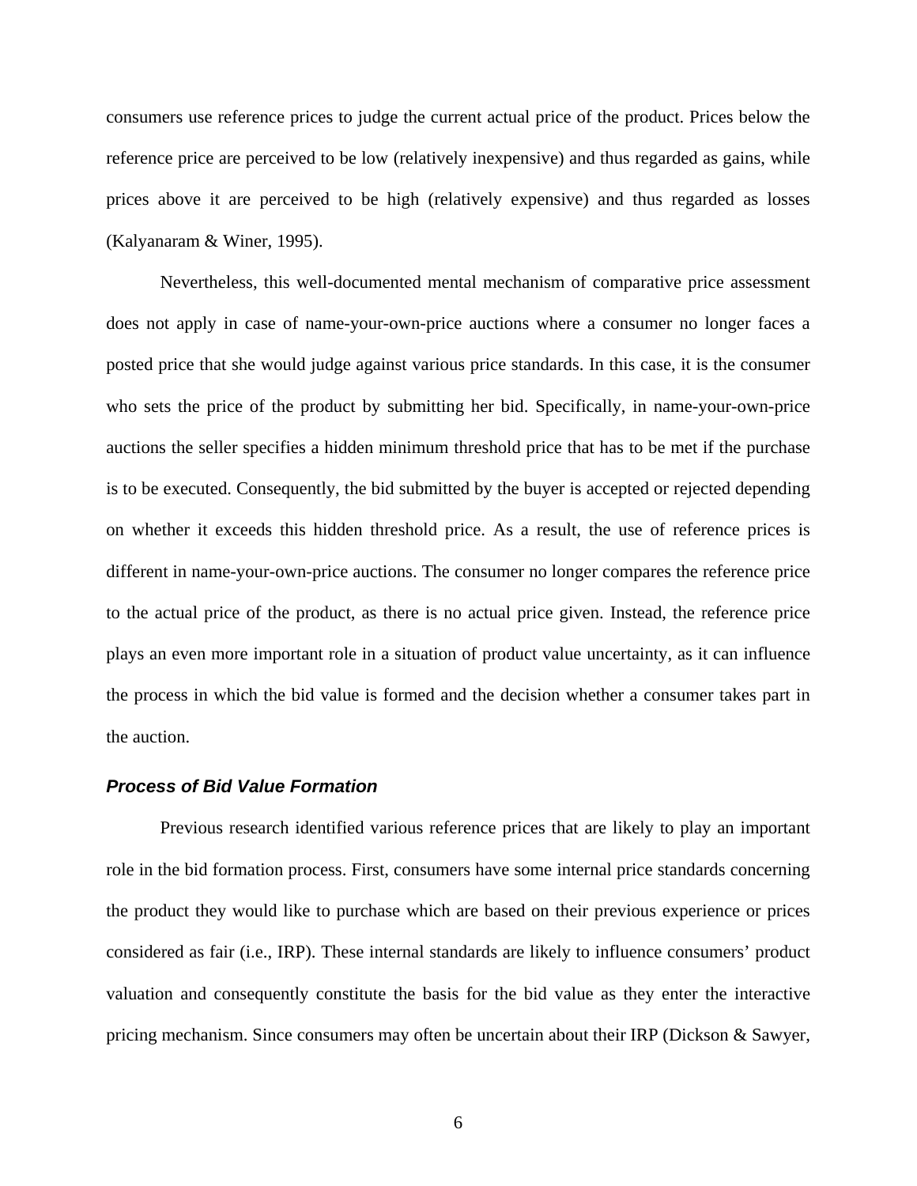consumers use reference prices to judge the current actual price of the product. Prices below the reference price are perceived to be low (relatively inexpensive) and thus regarded as gains, while prices above it are perceived to be high (relatively expensive) and thus regarded as losses (Kalyanaram & Winer, 1995).

Nevertheless, this well-documented mental mechanism of comparative price assessment does not apply in case of name-your-own-price auctions where a consumer no longer faces a posted price that she would judge against various price standards. In this case, it is the consumer who sets the price of the product by submitting her bid. Specifically, in name-your-own-price auctions the seller specifies a hidden minimum threshold price that has to be met if the purchase is to be executed. Consequently, the bid submitted by the buyer is accepted or rejected depending on whether it exceeds this hidden threshold price. As a result, the use of reference prices is different in name-your-own-price auctions. The consumer no longer compares the reference price to the actual price of the product, as there is no actual price given. Instead, the reference price plays an even more important role in a situation of product value uncertainty, as it can influence the process in which the bid value is formed and the decision whether a consumer takes part in the auction.

### *Process of Bid Value Formation*

Previous research identified various reference prices that are likely to play an important role in the bid formation process. First, consumers have some internal price standards concerning the product they would like to purchase which are based on their previous experience or prices considered as fair (i.e., IRP). These internal standards are likely to influence consumers' product valuation and consequently constitute the basis for the bid value as they enter the interactive pricing mechanism. Since consumers may often be uncertain about their IRP (Dickson & Sawyer,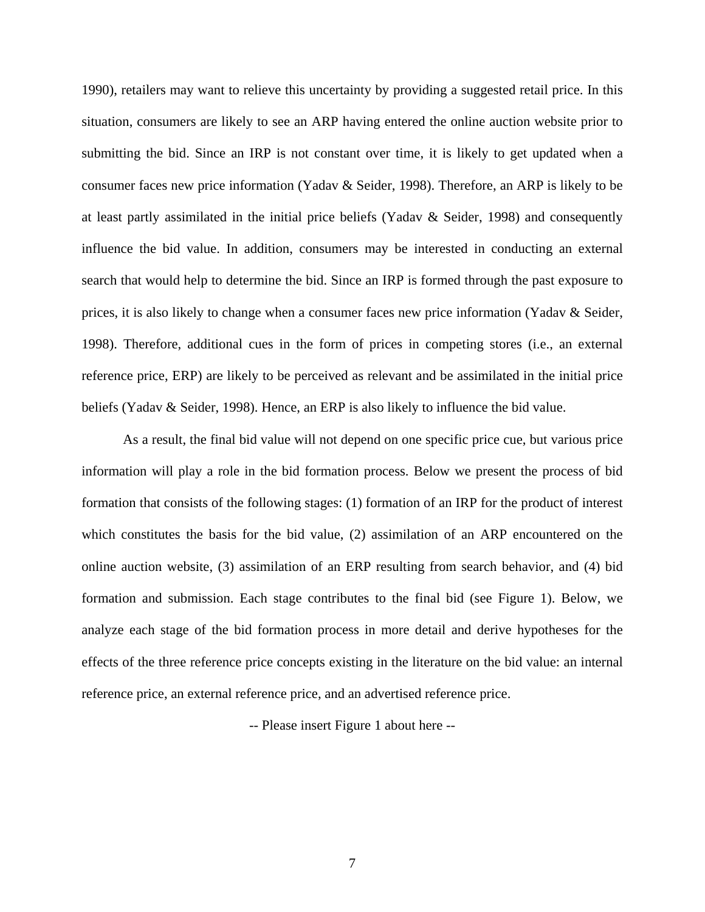1990), retailers may want to relieve this uncertainty by providing a suggested retail price. In this situation, consumers are likely to see an ARP having entered the online auction website prior to submitting the bid. Since an IRP is not constant over time, it is likely to get updated when a consumer faces new price information (Yadav & Seider, 1998). Therefore, an ARP is likely to be at least partly assimilated in the initial price beliefs (Yadav & Seider, 1998) and consequently influence the bid value. In addition, consumers may be interested in conducting an external search that would help to determine the bid. Since an IRP is formed through the past exposure to prices, it is also likely to change when a consumer faces new price information (Yadav & Seider, 1998). Therefore, additional cues in the form of prices in competing stores (i.e., an external reference price, ERP) are likely to be perceived as relevant and be assimilated in the initial price beliefs (Yadav & Seider, 1998). Hence, an ERP is also likely to influence the bid value.

As a result, the final bid value will not depend on one specific price cue, but various price information will play a role in the bid formation process. Below we present the process of bid formation that consists of the following stages: (1) formation of an IRP for the product of interest which constitutes the basis for the bid value, (2) assimilation of an ARP encountered on the online auction website, (3) assimilation of an ERP resulting from search behavior, and (4) bid formation and submission. Each stage contributes to the final bid (see Figure 1). Below, we analyze each stage of the bid formation process in more detail and derive hypotheses for the effects of the three reference price concepts existing in the literature on the bid value: an internal reference price, an external reference price, and an advertised reference price.

-- Please insert Figure 1 about here --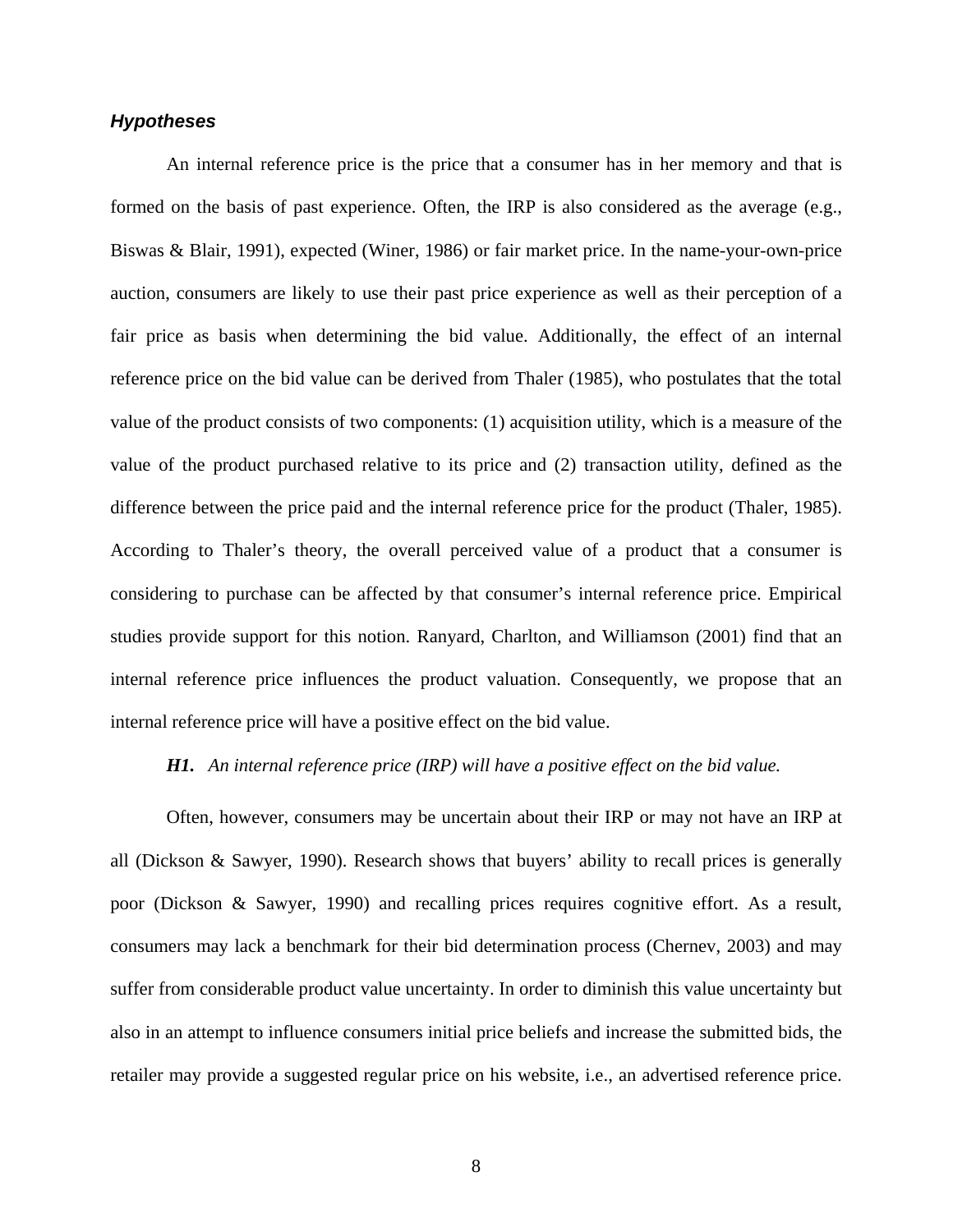### *Hypotheses*

An internal reference price is the price that a consumer has in her memory and that is formed on the basis of past experience. Often, the IRP is also considered as the average (e.g., Biswas & Blair, 1991), expected (Winer, 1986) or fair market price. In the name-your-own-price auction, consumers are likely to use their past price experience as well as their perception of a fair price as basis when determining the bid value. Additionally, the effect of an internal reference price on the bid value can be derived from Thaler (1985), who postulates that the total value of the product consists of two components: (1) acquisition utility, which is a measure of the value of the product purchased relative to its price and (2) transaction utility, defined as the difference between the price paid and the internal reference price for the product (Thaler, 1985). According to Thaler's theory, the overall perceived value of a product that a consumer is considering to purchase can be affected by that consumer's internal reference price. Empirical studies provide support for this notion. Ranyard, Charlton, and Williamson (2001) find that an internal reference price influences the product valuation. Consequently, we propose that an internal reference price will have a positive effect on the bid value.

***H1.*** *An internal reference price (IRP) will have a positive effect on the bid value.*

Often, however, consumers may be uncertain about their IRP or may not have an IRP at all (Dickson & Sawyer, 1990). Research shows that buyers' ability to recall prices is generally poor (Dickson & Sawyer, 1990) and recalling prices requires cognitive effort. As a result, consumers may lack a benchmark for their bid determination process (Chernev, 2003) and may suffer from considerable product value uncertainty. In order to diminish this value uncertainty but also in an attempt to influence consumers initial price beliefs and increase the submitted bids, the retailer may provide a suggested regular price on his website, i.e., an advertised reference price.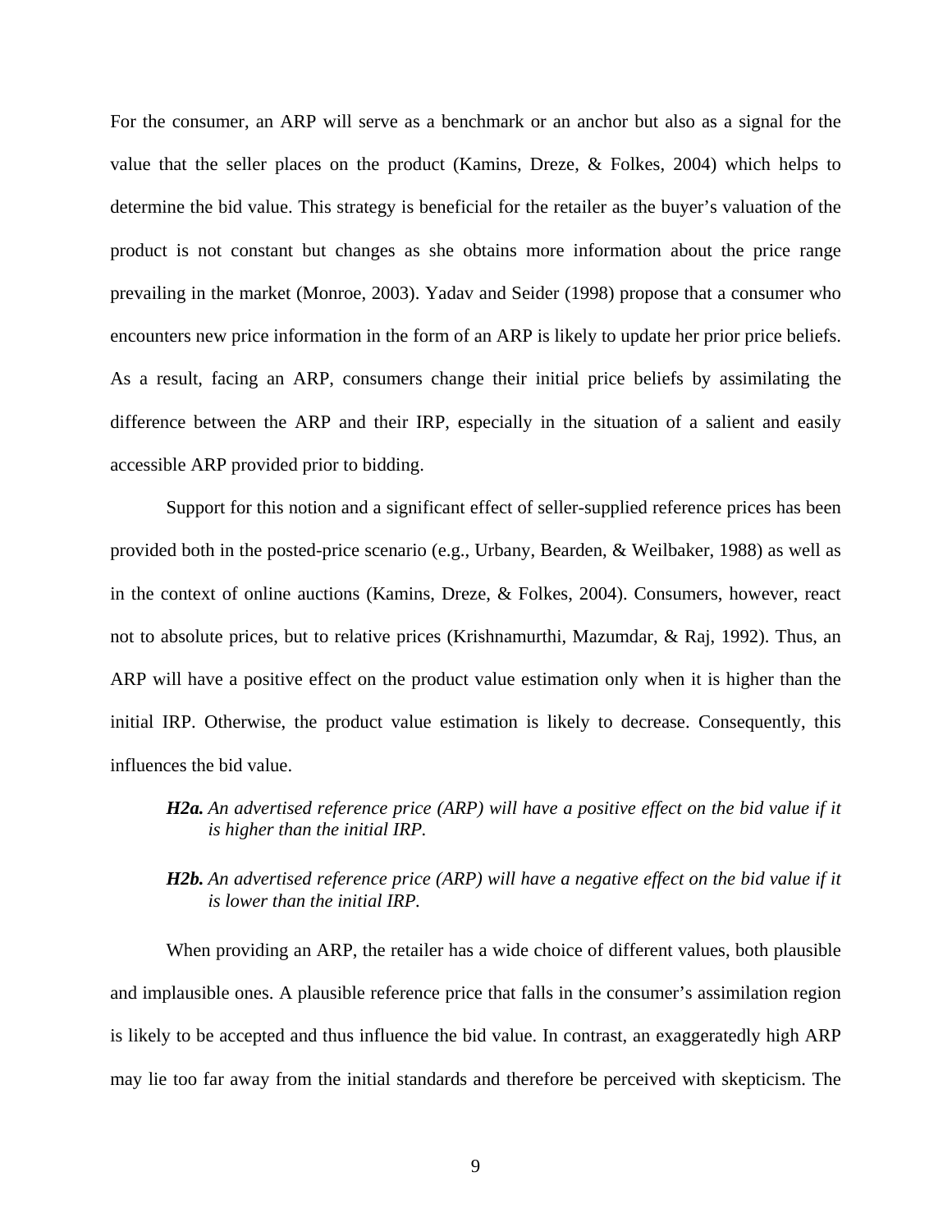For the consumer, an ARP will serve as a benchmark or an anchor but also as a signal for the value that the seller places on the product (Kamins, Dreze, & Folkes, 2004) which helps to determine the bid value. This strategy is beneficial for the retailer as the buyer's valuation of the product is not constant but changes as she obtains more information about the price range prevailing in the market (Monroe, 2003). Yadav and Seider (1998) propose that a consumer who encounters new price information in the form of an ARP is likely to update her prior price beliefs. As a result, facing an ARP, consumers change their initial price beliefs by assimilating the difference between the ARP and their IRP, especially in the situation of a salient and easily accessible ARP provided prior to bidding.

Support for this notion and a significant effect of seller-supplied reference prices has been provided both in the posted-price scenario (e.g., Urbany, Bearden, & Weilbaker, 1988) as well as in the context of online auctions (Kamins, Dreze, & Folkes, 2004). Consumers, however, react not to absolute prices, but to relative prices (Krishnamurthi, Mazumdar, & Raj, 1992). Thus, an ARP will have a positive effect on the product value estimation only when it is higher than the initial IRP. Otherwise, the product value estimation is likely to decrease. Consequently, this influences the bid value.

> ***H2a.*** *An advertised reference price (ARP) will have a positive effect on the bid value if it is higher than the initial IRP.*
>
> ***H2b.*** *An advertised reference price (ARP) will have a negative effect on the bid value if it is lower than the initial IRP.*

When providing an ARP, the retailer has a wide choice of different values, both plausible and implausible ones. A plausible reference price that falls in the consumer's assimilation region is likely to be accepted and thus influence the bid value. In contrast, an exaggeratedly high ARP may lie too far away from the initial standards and therefore be perceived with skepticism. The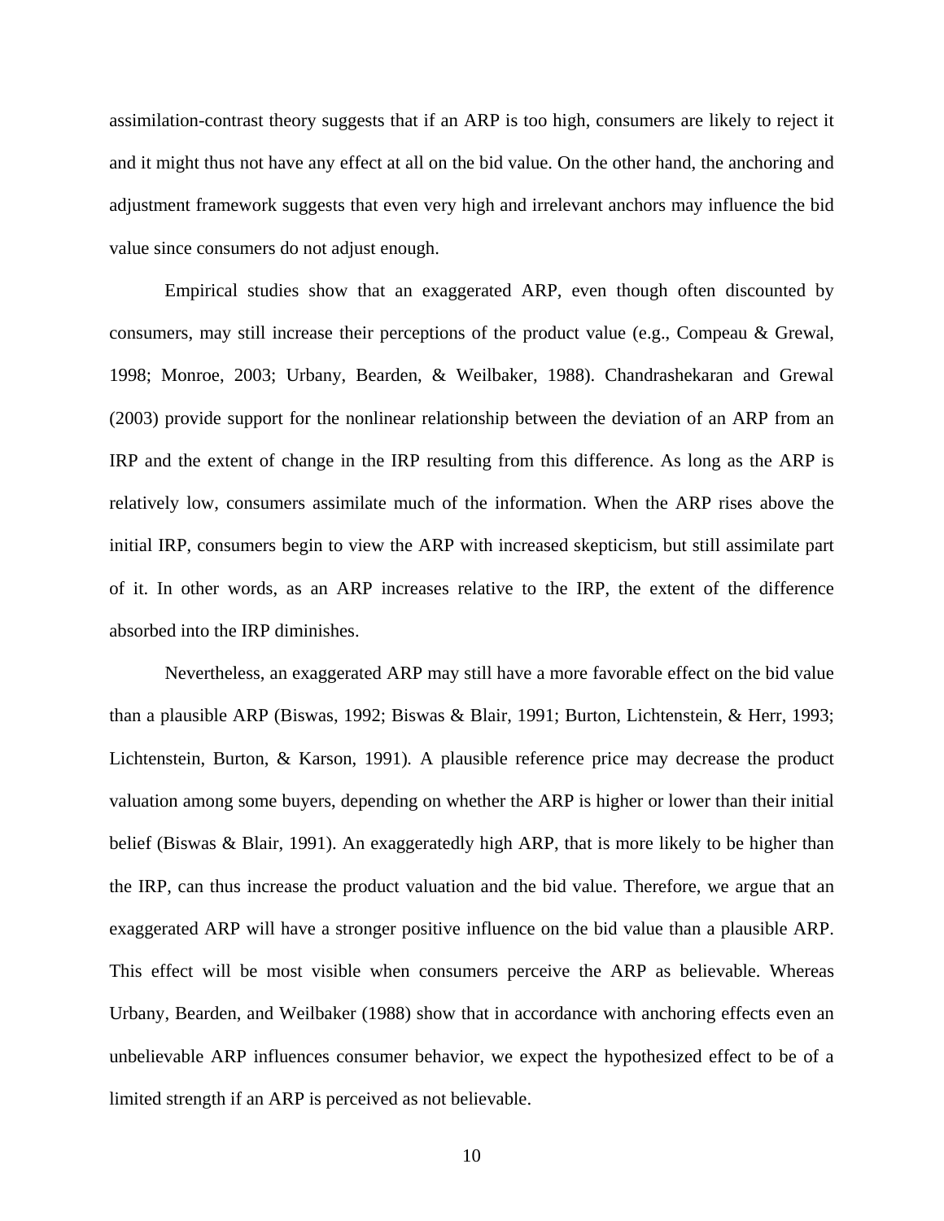assimilation-contrast theory suggests that if an ARP is too high, consumers are likely to reject it and it might thus not have any effect at all on the bid value. On the other hand, the anchoring and adjustment framework suggests that even very high and irrelevant anchors may influence the bid value since consumers do not adjust enough.

Empirical studies show that an exaggerated ARP, even though often discounted by consumers, may still increase their perceptions of the product value (e.g., Compeau & Grewal, 1998; Monroe, 2003; Urbany, Bearden, & Weilbaker, 1988). Chandrashekaran and Grewal (2003) provide support for the nonlinear relationship between the deviation of an ARP from an IRP and the extent of change in the IRP resulting from this difference. As long as the ARP is relatively low, consumers assimilate much of the information. When the ARP rises above the initial IRP, consumers begin to view the ARP with increased skepticism, but still assimilate part of it. In other words, as an ARP increases relative to the IRP, the extent of the difference absorbed into the IRP diminishes.

Nevertheless, an exaggerated ARP may still have a more favorable effect on the bid value than a plausible ARP (Biswas, 1992; Biswas & Blair, 1991; Burton, Lichtenstein, & Herr, 1993; Lichtenstein, Burton, & Karson, 1991). A plausible reference price may decrease the product valuation among some buyers, depending on whether the ARP is higher or lower than their initial belief (Biswas & Blair, 1991). An exaggeratedly high ARP, that is more likely to be higher than the IRP, can thus increase the product valuation and the bid value. Therefore, we argue that an exaggerated ARP will have a stronger positive influence on the bid value than a plausible ARP. This effect will be most visible when consumers perceive the ARP as believable. Whereas Urbany, Bearden, and Weilbaker (1988) show that in accordance with anchoring effects even an unbelievable ARP influences consumer behavior, we expect the hypothesized effect to be of a limited strength if an ARP is perceived as not believable.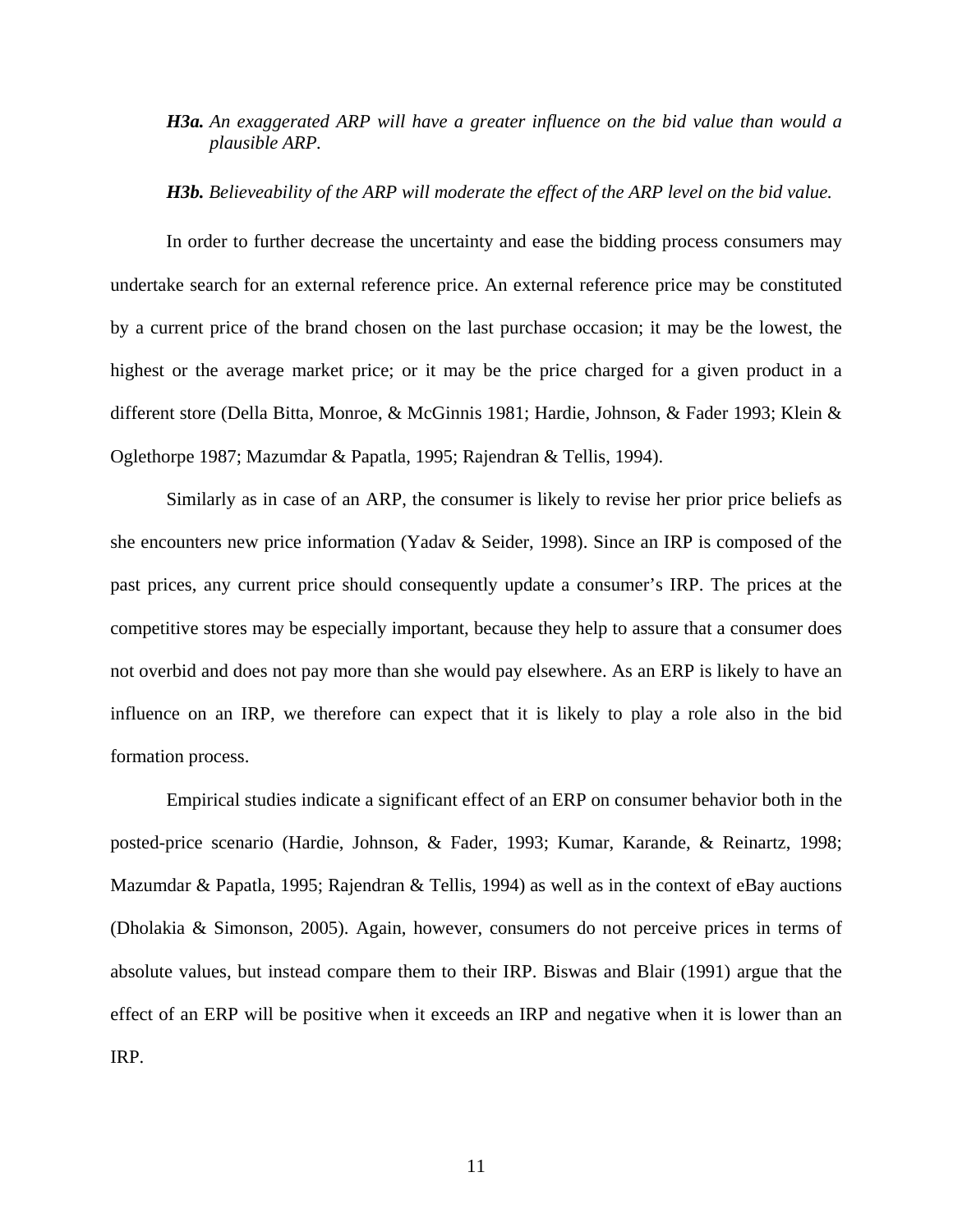***H3a.*** *An exaggerated ARP will have a greater influence on the bid value than would a plausible ARP.*

***H3b.*** *Believeability of the ARP will moderate the effect of the ARP level on the bid value.*

In order to further decrease the uncertainty and ease the bidding process consumers may undertake search for an external reference price. An external reference price may be constituted by a current price of the brand chosen on the last purchase occasion; it may be the lowest, the highest or the average market price; or it may be the price charged for a given product in a different store (Della Bitta, Monroe, & McGinnis 1981; Hardie, Johnson, & Fader 1993; Klein & Oglethorpe 1987; Mazumdar & Papatla, 1995; Rajendran & Tellis, 1994).

Similarly as in case of an ARP, the consumer is likely to revise her prior price beliefs as she encounters new price information (Yadav & Seider, 1998). Since an IRP is composed of the past prices, any current price should consequently update a consumer's IRP. The prices at the competitive stores may be especially important, because they help to assure that a consumer does not overbid and does not pay more than she would pay elsewhere. As an ERP is likely to have an influence on an IRP, we therefore can expect that it is likely to play a role also in the bid formation process.

Empirical studies indicate a significant effect of an ERP on consumer behavior both in the posted-price scenario (Hardie, Johnson, & Fader, 1993; Kumar, Karande, & Reinartz, 1998; Mazumdar & Papatla, 1995; Rajendran & Tellis, 1994) as well as in the context of eBay auctions (Dholakia & Simonson, 2005). Again, however, consumers do not perceive prices in terms of absolute values, but instead compare them to their IRP. Biswas and Blair (1991) argue that the effect of an ERP will be positive when it exceeds an IRP and negative when it is lower than an IRP.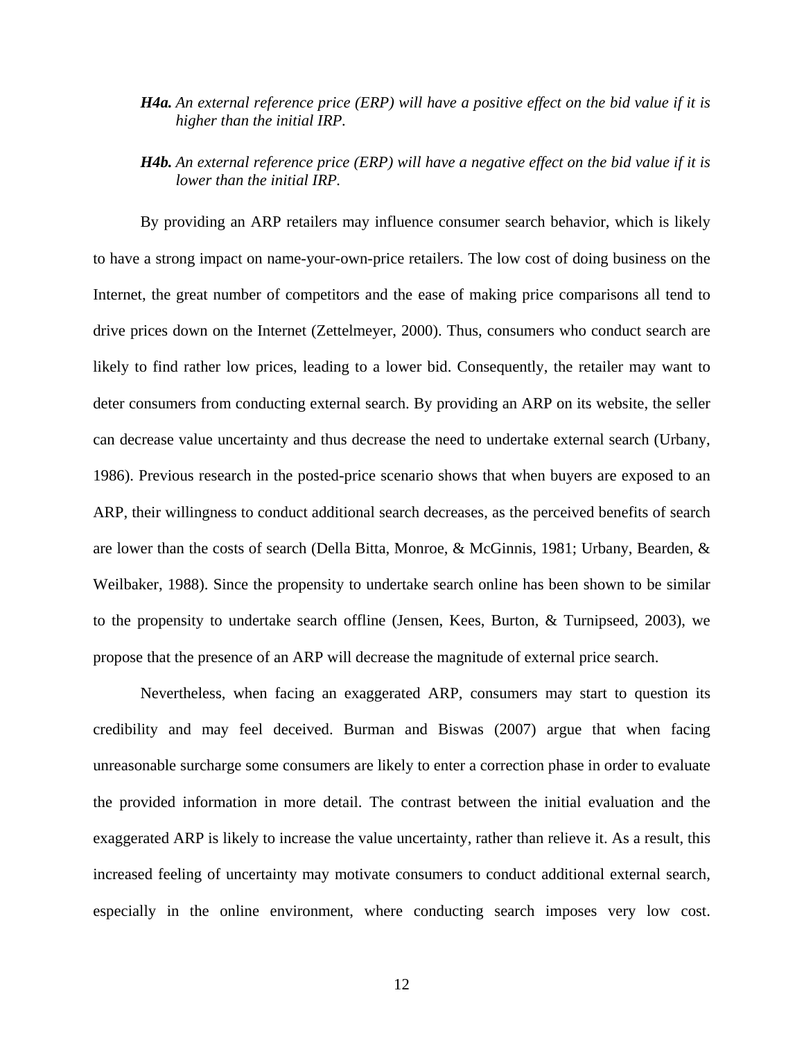***H4a.*** *An external reference price (ERP) will have a positive effect on the bid value if it is higher than the initial IRP.*

***H4b.*** *An external reference price (ERP) will have a negative effect on the bid value if it is lower than the initial IRP.*

By providing an ARP retailers may influence consumer search behavior, which is likely to have a strong impact on name-your-own-price retailers. The low cost of doing business on the Internet, the great number of competitors and the ease of making price comparisons all tend to drive prices down on the Internet (Zettelmeyer, 2000). Thus, consumers who conduct search are likely to find rather low prices, leading to a lower bid. Consequently, the retailer may want to deter consumers from conducting external search. By providing an ARP on its website, the seller can decrease value uncertainty and thus decrease the need to undertake external search (Urbany, 1986). Previous research in the posted-price scenario shows that when buyers are exposed to an ARP, their willingness to conduct additional search decreases, as the perceived benefits of search are lower than the costs of search (Della Bitta, Monroe, & McGinnis, 1981; Urbany, Bearden, & Weilbaker, 1988). Since the propensity to undertake search online has been shown to be similar to the propensity to undertake search offline (Jensen, Kees, Burton, & Turnipseed, 2003), we propose that the presence of an ARP will decrease the magnitude of external price search.

Nevertheless, when facing an exaggerated ARP, consumers may start to question its credibility and may feel deceived. Burman and Biswas (2007) argue that when facing unreasonable surcharge some consumers are likely to enter a correction phase in order to evaluate the provided information in more detail. The contrast between the initial evaluation and the exaggerated ARP is likely to increase the value uncertainty, rather than relieve it. As a result, this increased feeling of uncertainty may motivate consumers to conduct additional external search, especially in the online environment, where conducting search imposes very low cost.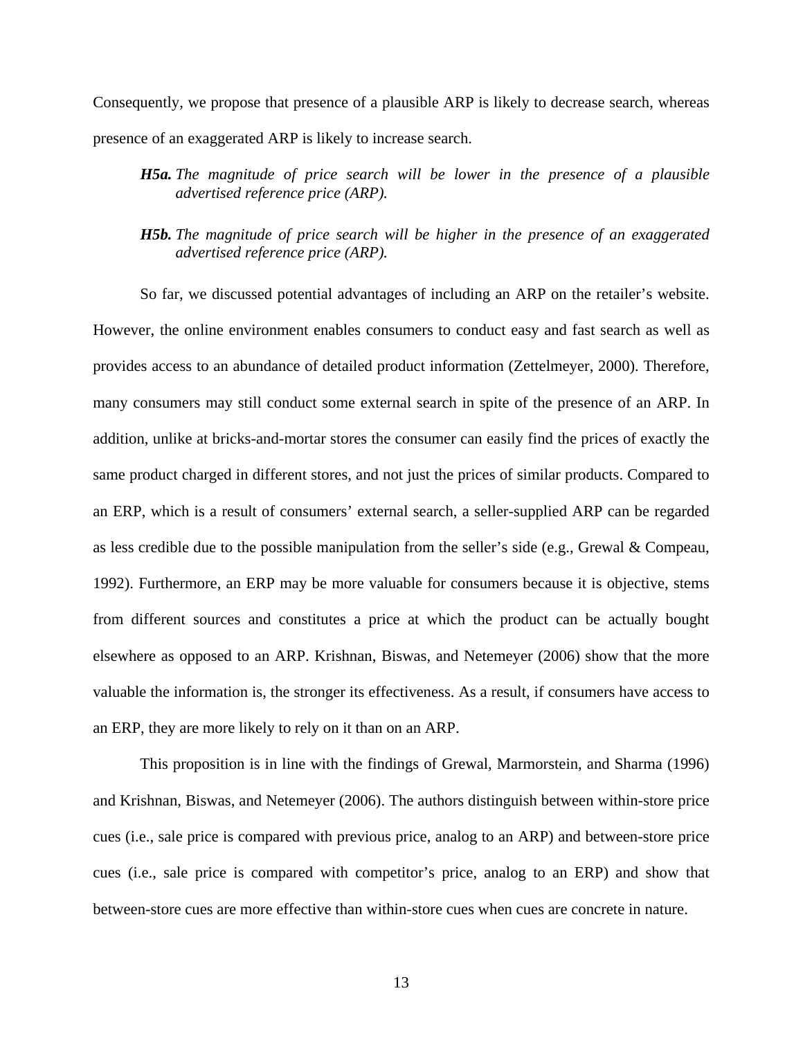Consequently, we propose that presence of a plausible ARP is likely to decrease search, whereas presence of an exaggerated ARP is likely to increase search.

> ***H5a.*** *The magnitude of price search will be lower in the presence of a plausible advertised reference price (ARP).*

> ***H5b.*** *The magnitude of price search will be higher in the presence of an exaggerated advertised reference price (ARP).*

So far, we discussed potential advantages of including an ARP on the retailer's website. However, the online environment enables consumers to conduct easy and fast search as well as provides access to an abundance of detailed product information (Zettelmeyer, 2000). Therefore, many consumers may still conduct some external search in spite of the presence of an ARP. In addition, unlike at bricks-and-mortar stores the consumer can easily find the prices of exactly the same product charged in different stores, and not just the prices of similar products. Compared to an ERP, which is a result of consumers' external search, a seller-supplied ARP can be regarded as less credible due to the possible manipulation from the seller's side (e.g., Grewal & Compeau, 1992). Furthermore, an ERP may be more valuable for consumers because it is objective, stems from different sources and constitutes a price at which the product can be actually bought elsewhere as opposed to an ARP. Krishnan, Biswas, and Netemeyer (2006) show that the more valuable the information is, the stronger its effectiveness. As a result, if consumers have access to an ERP, they are more likely to rely on it than on an ARP.

This proposition is in line with the findings of Grewal, Marmorstein, and Sharma (1996) and Krishnan, Biswas, and Netemeyer (2006). The authors distinguish between within-store price cues (i.e., sale price is compared with previous price, analog to an ARP) and between-store price cues (i.e., sale price is compared with competitor's price, analog to an ERP) and show that between-store cues are more effective than within-store cues when cues are concrete in nature.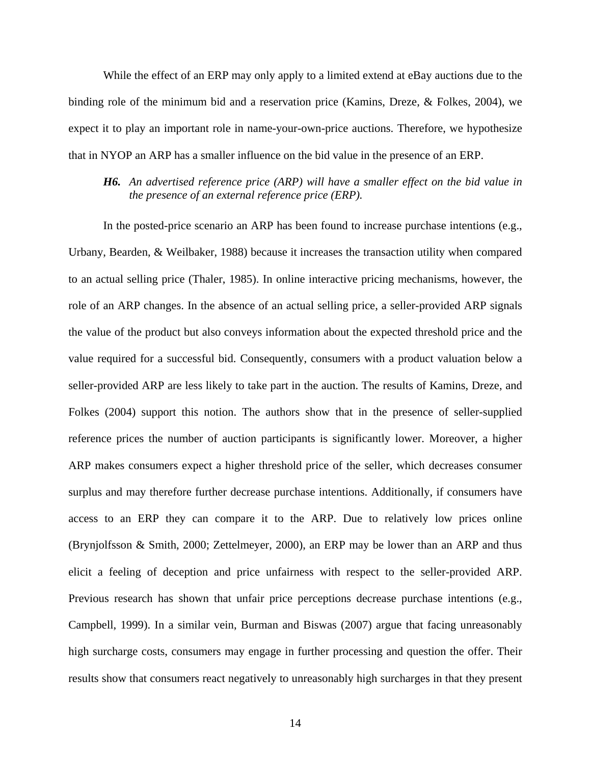While the effect of an ERP may only apply to a limited extend at eBay auctions due to the binding role of the minimum bid and a reservation price (Kamins, Dreze, & Folkes, 2004), we expect it to play an important role in name-your-own-price auctions. Therefore, we hypothesize that in NYOP an ARP has a smaller influence on the bid value in the presence of an ERP.

> ***H6.*** *An advertised reference price (ARP) will have a smaller effect on the bid value in the presence of an external reference price (ERP).*

In the posted-price scenario an ARP has been found to increase purchase intentions (e.g., Urbany, Bearden, & Weilbaker, 1988) because it increases the transaction utility when compared to an actual selling price (Thaler, 1985). In online interactive pricing mechanisms, however, the role of an ARP changes. In the absence of an actual selling price, a seller-provided ARP signals the value of the product but also conveys information about the expected threshold price and the value required for a successful bid. Consequently, consumers with a product valuation below a seller-provided ARP are less likely to take part in the auction. The results of Kamins, Dreze, and Folkes (2004) support this notion. The authors show that in the presence of seller-supplied reference prices the number of auction participants is significantly lower. Moreover, a higher ARP makes consumers expect a higher threshold price of the seller, which decreases consumer surplus and may therefore further decrease purchase intentions. Additionally, if consumers have access to an ERP they can compare it to the ARP. Due to relatively low prices online (Brynjolfsson & Smith, 2000; Zettelmeyer, 2000), an ERP may be lower than an ARP and thus elicit a feeling of deception and price unfairness with respect to the seller-provided ARP. Previous research has shown that unfair price perceptions decrease purchase intentions (e.g., Campbell, 1999). In a similar vein, Burman and Biswas (2007) argue that facing unreasonably high surcharge costs, consumers may engage in further processing and question the offer. Their results show that consumers react negatively to unreasonably high surcharges in that they present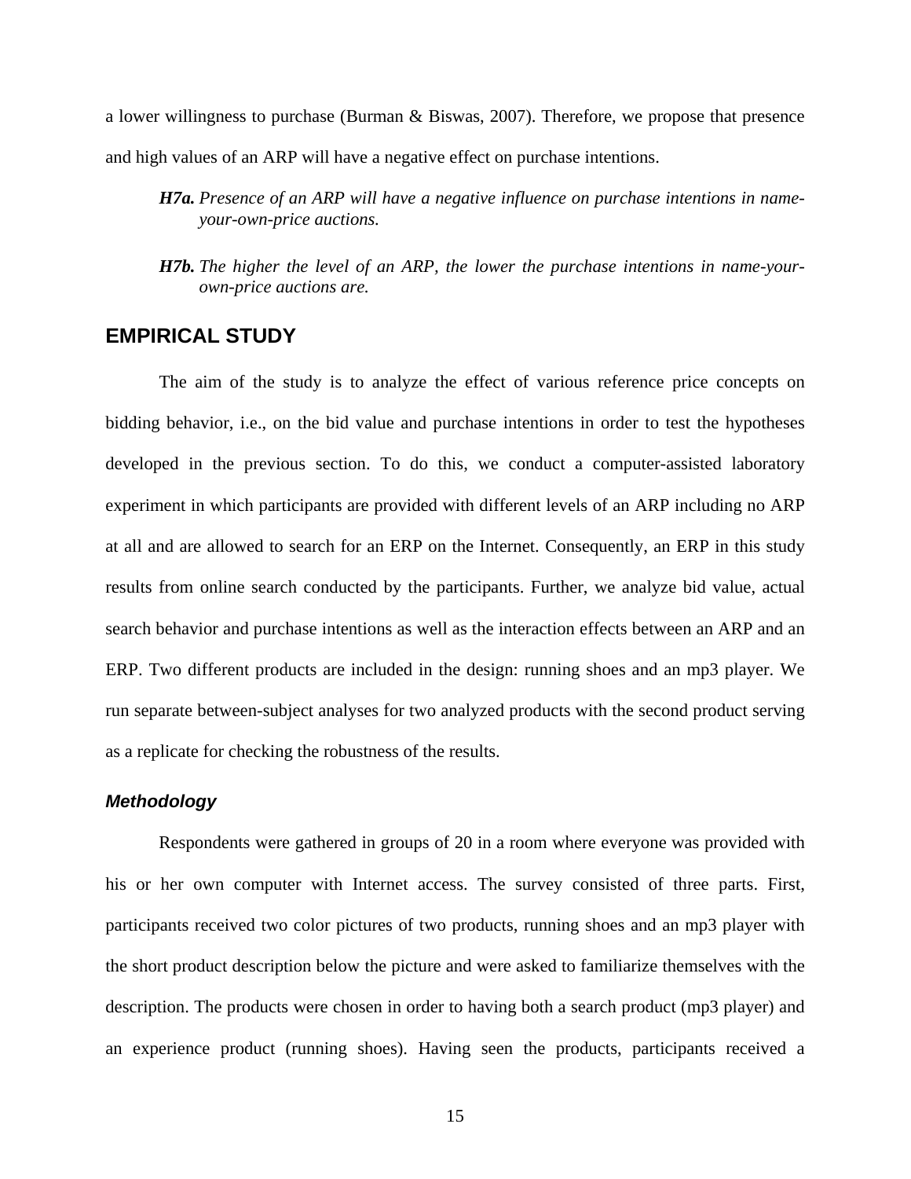a lower willingness to purchase (Burman & Biswas, 2007). Therefore, we propose that presence and high values of an ARP will have a negative effect on purchase intentions.

> ***H7a.*** *Presence of an ARP will have a negative influence on purchase intentions in name-your-own-price auctions.*
>
> ***H7b.*** *The higher the level of an ARP, the lower the purchase intentions in name-your-own-price auctions are.*

## EMPIRICAL STUDY

The aim of the study is to analyze the effect of various reference price concepts on bidding behavior, i.e., on the bid value and purchase intentions in order to test the hypotheses developed in the previous section. To do this, we conduct a computer-assisted laboratory experiment in which participants are provided with different levels of an ARP including no ARP at all and are allowed to search for an ERP on the Internet. Consequently, an ERP in this study results from online search conducted by the participants. Further, we analyze bid value, actual search behavior and purchase intentions as well as the interaction effects between an ARP and an ERP. Two different products are included in the design: running shoes and an mp3 player. We run separate between-subject analyses for two analyzed products with the second product serving as a replicate for checking the robustness of the results.

### *Methodology*

Respondents were gathered in groups of 20 in a room where everyone was provided with his or her own computer with Internet access. The survey consisted of three parts. First, participants received two color pictures of two products, running shoes and an mp3 player with the short product description below the picture and were asked to familiarize themselves with the description. The products were chosen in order to having both a search product (mp3 player) and an experience product (running shoes). Having seen the products, participants received a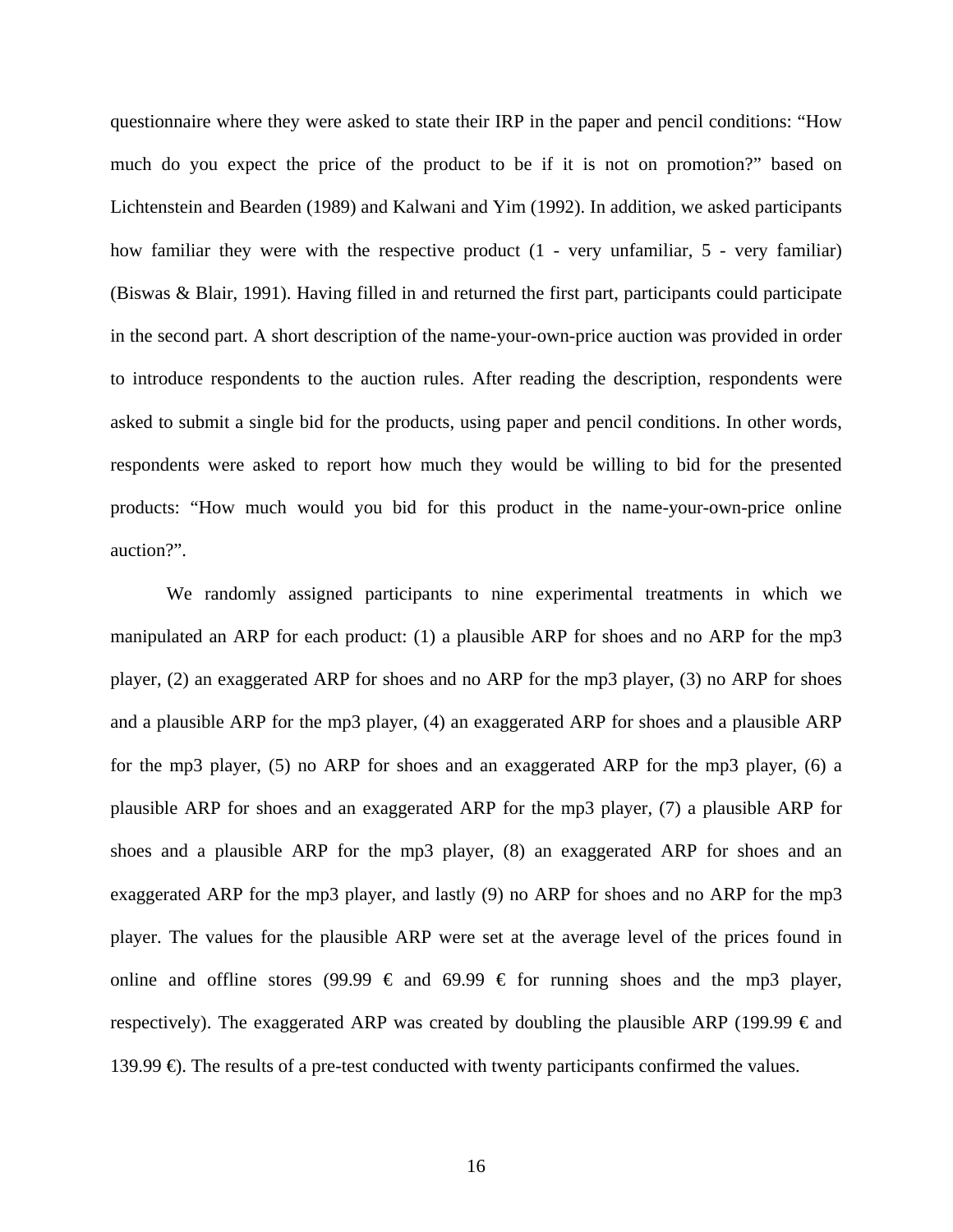questionnaire where they were asked to state their IRP in the paper and pencil conditions: "How much do you expect the price of the product to be if it is not on promotion?" based on Lichtenstein and Bearden (1989) and Kalwani and Yim (1992). In addition, we asked participants how familiar they were with the respective product (1 - very unfamiliar, 5 - very familiar) (Biswas & Blair, 1991). Having filled in and returned the first part, participants could participate in the second part. A short description of the name-your-own-price auction was provided in order to introduce respondents to the auction rules. After reading the description, respondents were asked to submit a single bid for the products, using paper and pencil conditions. In other words, respondents were asked to report how much they would be willing to bid for the presented products: "How much would you bid for this product in the name-your-own-price online auction?".

We randomly assigned participants to nine experimental treatments in which we manipulated an ARP for each product: (1) a plausible ARP for shoes and no ARP for the mp3 player, (2) an exaggerated ARP for shoes and no ARP for the mp3 player, (3) no ARP for shoes and a plausible ARP for the mp3 player, (4) an exaggerated ARP for shoes and a plausible ARP for the mp3 player, (5) no ARP for shoes and an exaggerated ARP for the mp3 player, (6) a plausible ARP for shoes and an exaggerated ARP for the mp3 player, (7) a plausible ARP for shoes and a plausible ARP for the mp3 player, (8) an exaggerated ARP for shoes and an exaggerated ARP for the mp3 player, and lastly (9) no ARP for shoes and no ARP for the mp3 player. The values for the plausible ARP were set at the average level of the prices found in online and offline stores (99.99 € and 69.99 € for running shoes and the mp3 player, respectively). The exaggerated ARP was created by doubling the plausible ARP (199.99 € and 139.99 €). The results of a pre-test conducted with twenty participants confirmed the values.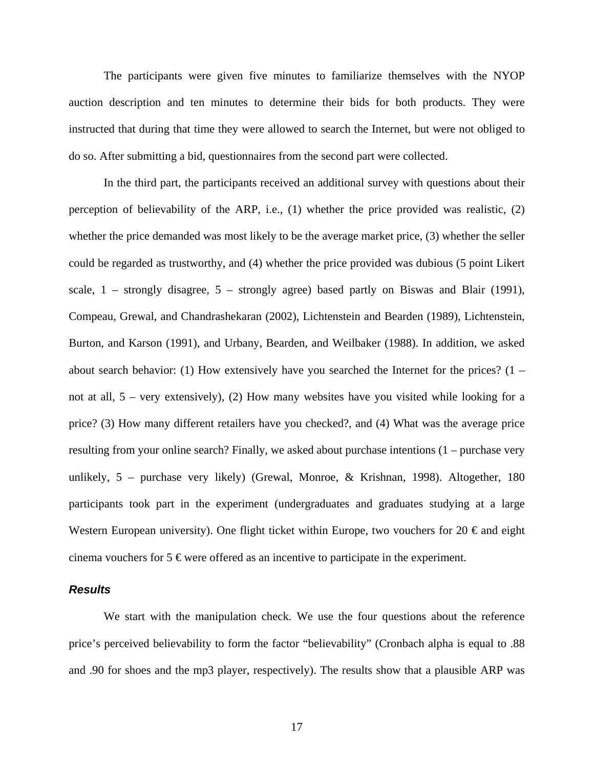The participants were given five minutes to familiarize themselves with the NYOP auction description and ten minutes to determine their bids for both products. They were instructed that during that time they were allowed to search the Internet, but were not obliged to do so. After submitting a bid, questionnaires from the second part were collected.

In the third part, the participants received an additional survey with questions about their perception of believability of the ARP, i.e., (1) whether the price provided was realistic, (2) whether the price demanded was most likely to be the average market price, (3) whether the seller could be regarded as trustworthy, and (4) whether the price provided was dubious (5 point Likert scale, 1 – strongly disagree, 5 – strongly agree) based partly on Biswas and Blair (1991), Compeau, Grewal, and Chandrashekaran (2002), Lichtenstein and Bearden (1989), Lichtenstein, Burton, and Karson (1991), and Urbany, Bearden, and Weilbaker (1988). In addition, we asked about search behavior: (1) How extensively have you searched the Internet for the prices? (1 – not at all, 5 – very extensively), (2) How many websites have you visited while looking for a price? (3) How many different retailers have you checked?, and (4) What was the average price resulting from your online search? Finally, we asked about purchase intentions (1 – purchase very unlikely, 5 – purchase very likely) (Grewal, Monroe, & Krishnan, 1998). Altogether, 180 participants took part in the experiment (undergraduates and graduates studying at a large Western European university). One flight ticket within Europe, two vouchers for 20 € and eight cinema vouchers for 5 € were offered as an incentive to participate in the experiment.

### *Results*

We start with the manipulation check. We use the four questions about the reference price's perceived believability to form the factor "believability" (Cronbach alpha is equal to .88 and .90 for shoes and the mp3 player, respectively). The results show that a plausible ARP was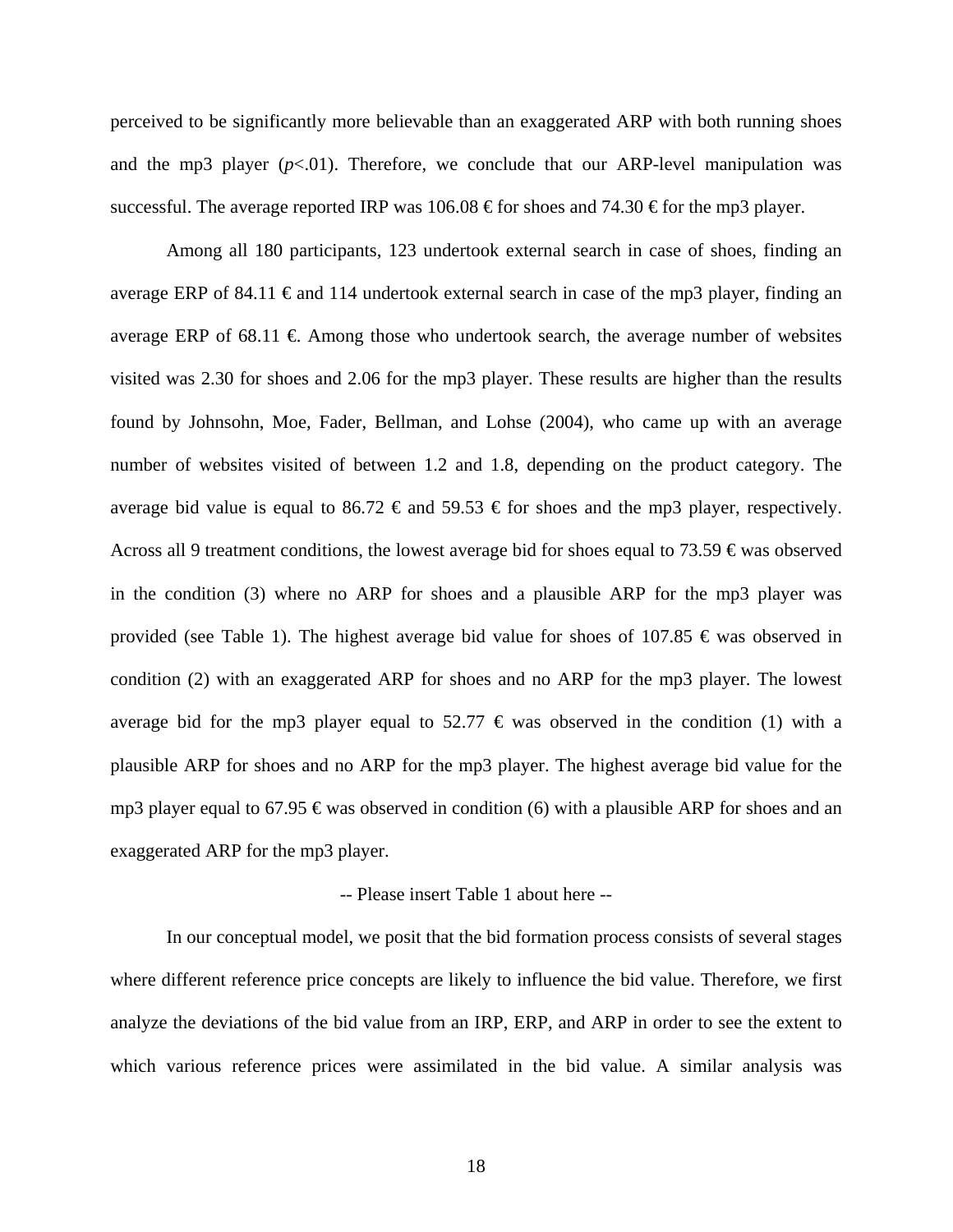perceived to be significantly more believable than an exaggerated ARP with both running shoes and the mp3 player ($p$<.01). Therefore, we conclude that our ARP-level manipulation was successful. The average reported IRP was 106.08 € for shoes and 74.30 € for the mp3 player.

Among all 180 participants, 123 undertook external search in case of shoes, finding an average ERP of 84.11 € and 114 undertook external search in case of the mp3 player, finding an average ERP of 68.11 €. Among those who undertook search, the average number of websites visited was 2.30 for shoes and 2.06 for the mp3 player. These results are higher than the results found by Johnsohn, Moe, Fader, Bellman, and Lohse (2004), who came up with an average number of websites visited of between 1.2 and 1.8, depending on the product category. The average bid value is equal to 86.72 € and 59.53 € for shoes and the mp3 player, respectively. Across all 9 treatment conditions, the lowest average bid for shoes equal to 73.59 € was observed in the condition (3) where no ARP for shoes and a plausible ARP for the mp3 player was provided (see Table 1). The highest average bid value for shoes of 107.85 € was observed in condition (2) with an exaggerated ARP for shoes and no ARP for the mp3 player. The lowest average bid for the mp3 player equal to 52.77 € was observed in the condition (1) with a plausible ARP for shoes and no ARP for the mp3 player. The highest average bid value for the mp3 player equal to 67.95 € was observed in condition (6) with a plausible ARP for shoes and an exaggerated ARP for the mp3 player.

-- Please insert Table 1 about here --

In our conceptual model, we posit that the bid formation process consists of several stages where different reference price concepts are likely to influence the bid value. Therefore, we first analyze the deviations of the bid value from an IRP, ERP, and ARP in order to see the extent to which various reference prices were assimilated in the bid value. A similar analysis was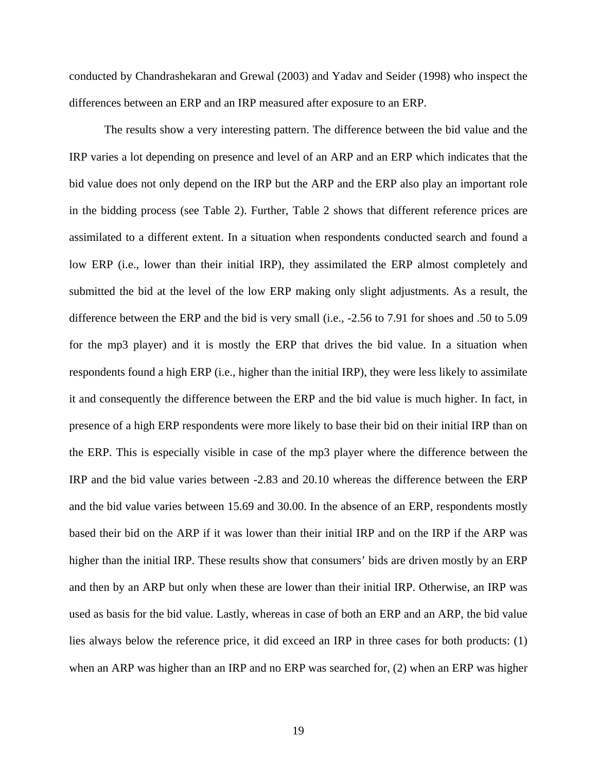conducted by Chandrashekaran and Grewal (2003) and Yadav and Seider (1998) who inspect the differences between an ERP and an IRP measured after exposure to an ERP.

The results show a very interesting pattern. The difference between the bid value and the IRP varies a lot depending on presence and level of an ARP and an ERP which indicates that the bid value does not only depend on the IRP but the ARP and the ERP also play an important role in the bidding process (see Table 2). Further, Table 2 shows that different reference prices are assimilated to a different extent. In a situation when respondents conducted search and found a low ERP (i.e., lower than their initial IRP), they assimilated the ERP almost completely and submitted the bid at the level of the low ERP making only slight adjustments. As a result, the difference between the ERP and the bid is very small (i.e., -2.56 to 7.91 for shoes and .50 to 5.09 for the mp3 player) and it is mostly the ERP that drives the bid value. In a situation when respondents found a high ERP (i.e., higher than the initial IRP), they were less likely to assimilate it and consequently the difference between the ERP and the bid value is much higher. In fact, in presence of a high ERP respondents were more likely to base their bid on their initial IRP than on the ERP. This is especially visible in case of the mp3 player where the difference between the IRP and the bid value varies between -2.83 and 20.10 whereas the difference between the ERP and the bid value varies between 15.69 and 30.00. In the absence of an ERP, respondents mostly based their bid on the ARP if it was lower than their initial IRP and on the IRP if the ARP was higher than the initial IRP. These results show that consumers' bids are driven mostly by an ERP and then by an ARP but only when these are lower than their initial IRP. Otherwise, an IRP was used as basis for the bid value. Lastly, whereas in case of both an ERP and an ARP, the bid value lies always below the reference price, it did exceed an IRP in three cases for both products: (1) when an ARP was higher than an IRP and no ERP was searched for, (2) when an ERP was higher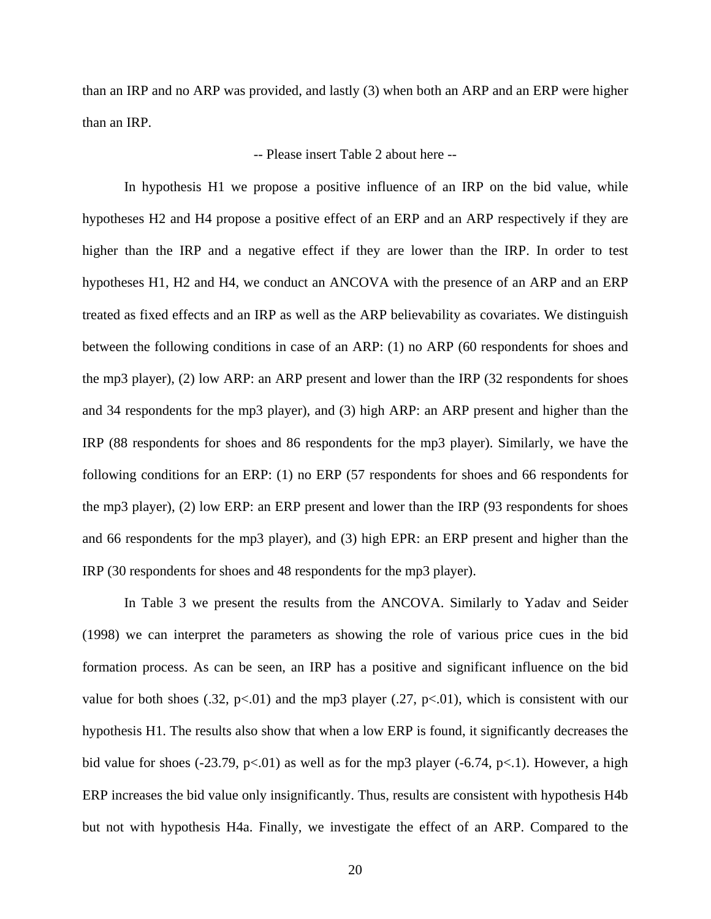than an IRP and no ARP was provided, and lastly (3) when both an ARP and an ERP were higher than an IRP.

-- Please insert Table 2 about here --

In hypothesis H1 we propose a positive influence of an IRP on the bid value, while hypotheses H2 and H4 propose a positive effect of an ERP and an ARP respectively if they are higher than the IRP and a negative effect if they are lower than the IRP. In order to test hypotheses H1, H2 and H4, we conduct an ANCOVA with the presence of an ARP and an ERP treated as fixed effects and an IRP as well as the ARP believability as covariates. We distinguish between the following conditions in case of an ARP: (1) no ARP (60 respondents for shoes and the mp3 player), (2) low ARP: an ARP present and lower than the IRP (32 respondents for shoes and 34 respondents for the mp3 player), and (3) high ARP: an ARP present and higher than the IRP (88 respondents for shoes and 86 respondents for the mp3 player). Similarly, we have the following conditions for an ERP: (1) no ERP (57 respondents for shoes and 66 respondents for the mp3 player), (2) low ERP: an ERP present and lower than the IRP (93 respondents for shoes and 66 respondents for the mp3 player), and (3) high EPR: an ERP present and higher than the IRP (30 respondents for shoes and 48 respondents for the mp3 player).

In Table 3 we present the results from the ANCOVA. Similarly to Yadav and Seider (1998) we can interpret the parameters as showing the role of various price cues in the bid formation process. As can be seen, an IRP has a positive and significant influence on the bid value for both shoes (.32, $p<.01$) and the mp3 player (.27, $p<.01$), which is consistent with our hypothesis H1. The results also show that when a low ERP is found, it significantly decreases the bid value for shoes (-23.79, $p<.01$) as well as for the mp3 player (-6.74, $p<.1$). However, a high ERP increases the bid value only insignificantly. Thus, results are consistent with hypothesis H4b but not with hypothesis H4a. Finally, we investigate the effect of an ARP. Compared to the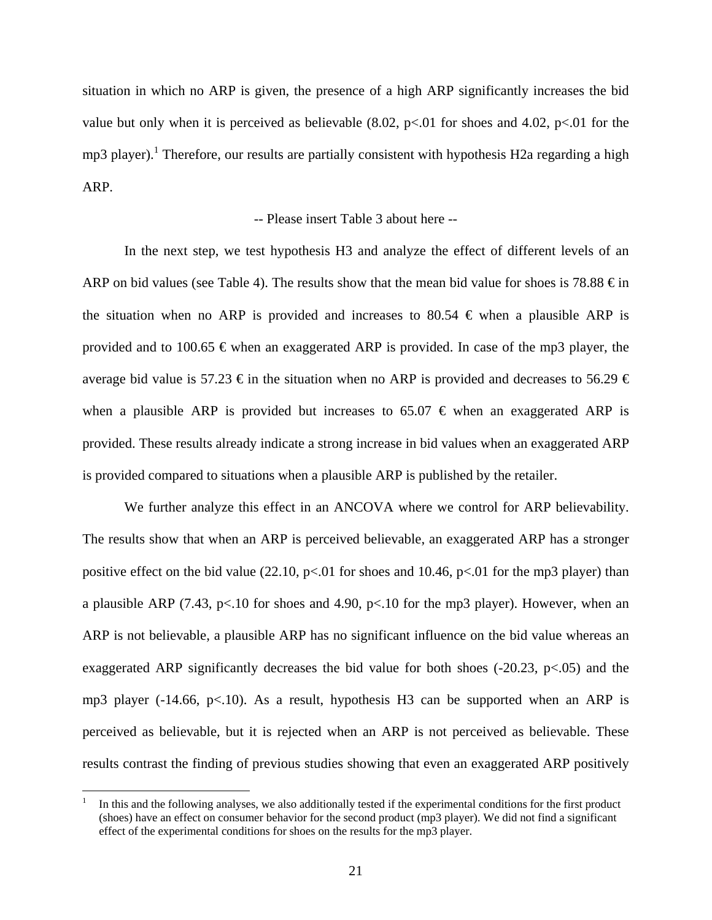situation in which no ARP is given, the presence of a high ARP significantly increases the bid value but only when it is perceived as believable (8.02, $p<.01$ for shoes and 4.02, $p<.01$ for the mp3 player).[1] Therefore, our results are partially consistent with hypothesis H2a regarding a high ARP.

-- Please insert Table 3 about here --

In the next step, we test hypothesis H3 and analyze the effect of different levels of an ARP on bid values (see Table 4). The results show that the mean bid value for shoes is 78.88 € in the situation when no ARP is provided and increases to 80.54 € when a plausible ARP is provided and to 100.65 € when an exaggerated ARP is provided. In case of the mp3 player, the average bid value is 57.23 € in the situation when no ARP is provided and decreases to 56.29 € when a plausible ARP is provided but increases to 65.07 € when an exaggerated ARP is provided. These results already indicate a strong increase in bid values when an exaggerated ARP is provided compared to situations when a plausible ARP is published by the retailer.

We further analyze this effect in an ANCOVA where we control for ARP believability. The results show that when an ARP is perceived believable, an exaggerated ARP has a stronger positive effect on the bid value (22.10, $p<.01$ for shoes and 10.46, $p<.01$ for the mp3 player) than a plausible ARP (7.43, $p<.10$ for shoes and 4.90, $p<.10$ for the mp3 player). However, when an ARP is not believable, a plausible ARP has no significant influence on the bid value whereas an exaggerated ARP significantly decreases the bid value for both shoes (-20.23, $p<.05$) and the mp3 player (-14.66, $p<.10$). As a result, hypothesis H3 can be supported when an ARP is perceived as believable, but it is rejected when an ARP is not perceived as believable. These results contrast the finding of previous studies showing that even an exaggerated ARP positively

[1] In this and the following analyses, we also additionally tested if the experimental conditions for the first product (shoes) have an effect on consumer behavior for the second product (mp3 player). We did not find a significant effect of the experimental conditions for shoes on the results for the mp3 player.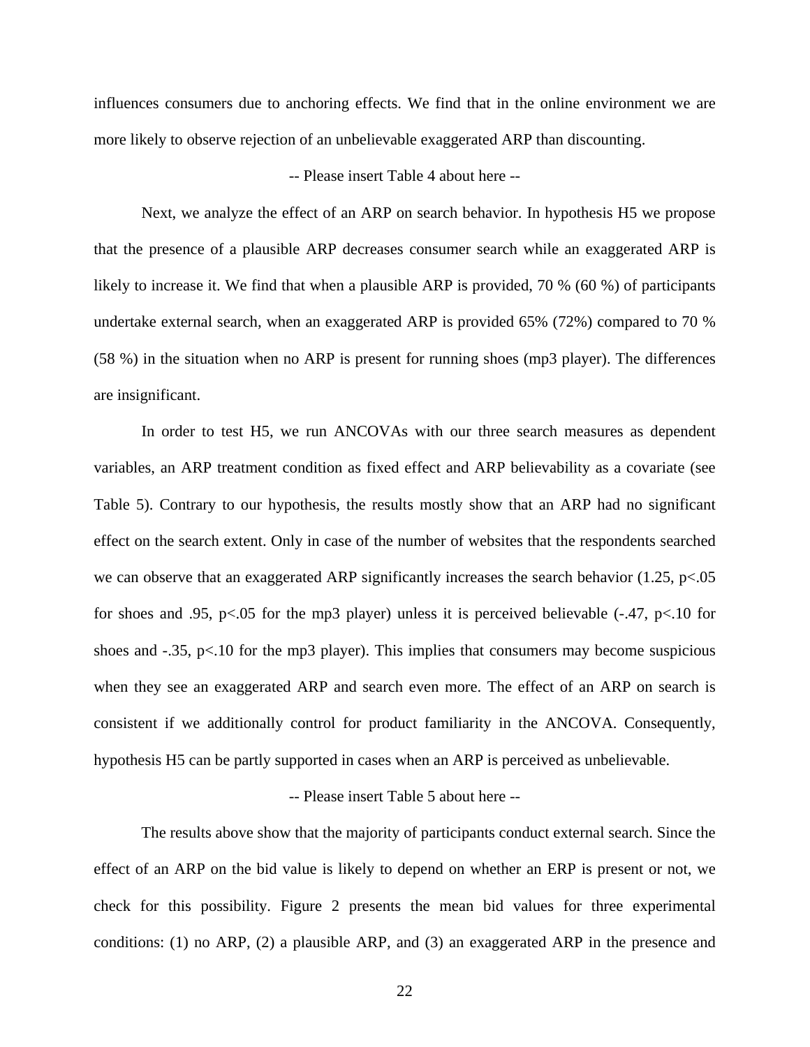influences consumers due to anchoring effects. We find that in the online environment we are more likely to observe rejection of an unbelievable exaggerated ARP than discounting.

-- Please insert Table 4 about here --

Next, we analyze the effect of an ARP on search behavior. In hypothesis H5 we propose that the presence of a plausible ARP decreases consumer search while an exaggerated ARP is likely to increase it. We find that when a plausible ARP is provided, 70 % (60 %) of participants undertake external search, when an exaggerated ARP is provided 65% (72%) compared to 70 % (58 %) in the situation when no ARP is present for running shoes (mp3 player). The differences are insignificant.

In order to test H5, we run ANCOVAs with our three search measures as dependent variables, an ARP treatment condition as fixed effect and ARP believability as a covariate (see Table 5). Contrary to our hypothesis, the results mostly show that an ARP had no significant effect on the search extent. Only in case of the number of websites that the respondents searched we can observe that an exaggerated ARP significantly increases the search behavior (1.25, $p<.05$ for shoes and .95, $p<.05$ for the mp3 player) unless it is perceived believable (-.47, $p<.10$ for shoes and -.35, $p<.10$ for the mp3 player). This implies that consumers may become suspicious when they see an exaggerated ARP and search even more. The effect of an ARP on search is consistent if we additionally control for product familiarity in the ANCOVA. Consequently, hypothesis H5 can be partly supported in cases when an ARP is perceived as unbelievable.

-- Please insert Table 5 about here --

The results above show that the majority of participants conduct external search. Since the effect of an ARP on the bid value is likely to depend on whether an ERP is present or not, we check for this possibility. Figure 2 presents the mean bid values for three experimental conditions: (1) no ARP, (2) a plausible ARP, and (3) an exaggerated ARP in the presence and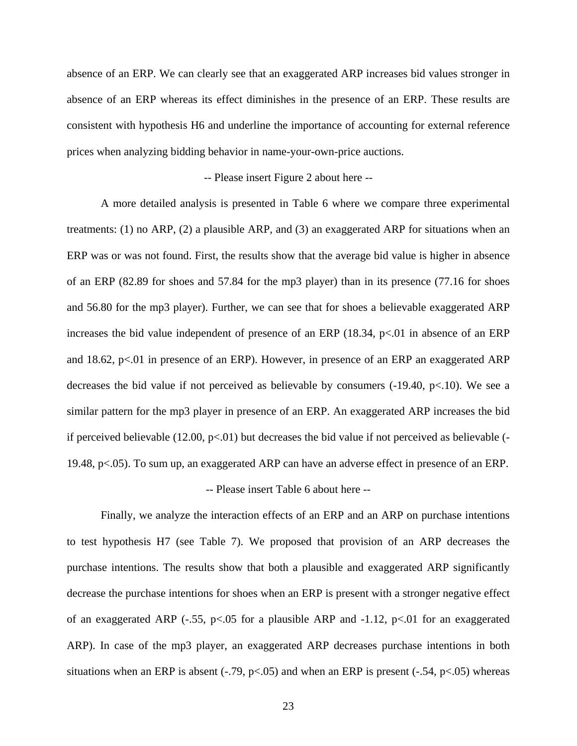absence of an ERP. We can clearly see that an exaggerated ARP increases bid values stronger in absence of an ERP whereas its effect diminishes in the presence of an ERP. These results are consistent with hypothesis H6 and underline the importance of accounting for external reference prices when analyzing bidding behavior in name-your-own-price auctions.

-- Please insert Figure 2 about here --

A more detailed analysis is presented in Table 6 where we compare three experimental treatments: (1) no ARP, (2) a plausible ARP, and (3) an exaggerated ARP for situations when an ERP was or was not found. First, the results show that the average bid value is higher in absence of an ERP (82.89 for shoes and 57.84 for the mp3 player) than in its presence (77.16 for shoes and 56.80 for the mp3 player). Further, we can see that for shoes a believable exaggerated ARP increases the bid value independent of presence of an ERP (18.34, $p<.01$ in absence of an ERP and 18.62, $p<.01$ in presence of an ERP). However, in presence of an ERP an exaggerated ARP decreases the bid value if not perceived as believable by consumers (-19.40, $p<.10$). We see a similar pattern for the mp3 player in presence of an ERP. An exaggerated ARP increases the bid if perceived believable (12.00, $p<.01$) but decreases the bid value if not perceived as believable (-19.48, $p<.05$). To sum up, an exaggerated ARP can have an adverse effect in presence of an ERP.

-- Please insert Table 6 about here --

Finally, we analyze the interaction effects of an ERP and an ARP on purchase intentions to test hypothesis H7 (see Table 7). We proposed that provision of an ARP decreases the purchase intentions. The results show that both a plausible and exaggerated ARP significantly decrease the purchase intentions for shoes when an ERP is present with a stronger negative effect of an exaggerated ARP (-.55, $p<.05$ for a plausible ARP and -1.12, $p<.01$ for an exaggerated ARP). In case of the mp3 player, an exaggerated ARP decreases purchase intentions in both situations when an ERP is absent (-.79, $p<.05$) and when an ERP is present (-.54, $p<.05$) whereas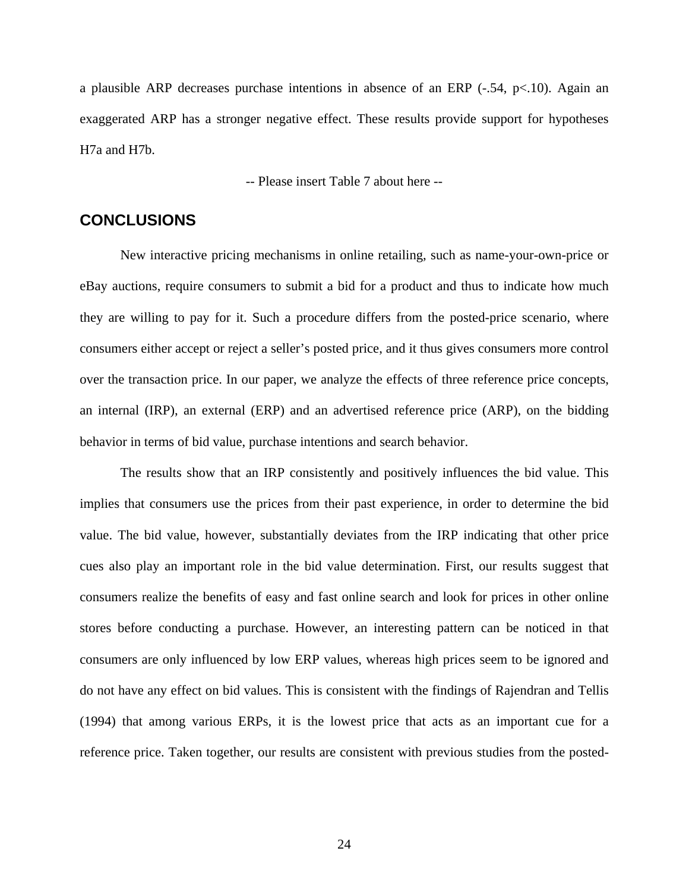a plausible ARP decreases purchase intentions in absence of an ERP (-.54, $p<.10$). Again an exaggerated ARP has a stronger negative effect. These results provide support for hypotheses H7a and H7b.

-- Please insert Table 7 about here --

## CONCLUSIONS

New interactive pricing mechanisms in online retailing, such as name-your-own-price or eBay auctions, require consumers to submit a bid for a product and thus to indicate how much they are willing to pay for it. Such a procedure differs from the posted-price scenario, where consumers either accept or reject a seller's posted price, and it thus gives consumers more control over the transaction price. In our paper, we analyze the effects of three reference price concepts, an internal (IRP), an external (ERP) and an advertised reference price (ARP), on the bidding behavior in terms of bid value, purchase intentions and search behavior.

The results show that an IRP consistently and positively influences the bid value. This implies that consumers use the prices from their past experience, in order to determine the bid value. The bid value, however, substantially deviates from the IRP indicating that other price cues also play an important role in the bid value determination. First, our results suggest that consumers realize the benefits of easy and fast online search and look for prices in other online stores before conducting a purchase. However, an interesting pattern can be noticed in that consumers are only influenced by low ERP values, whereas high prices seem to be ignored and do not have any effect on bid values. This is consistent with the findings of Rajendran and Tellis (1994) that among various ERPs, it is the lowest price that acts as an important cue for a reference price. Taken together, our results are consistent with previous studies from the posted-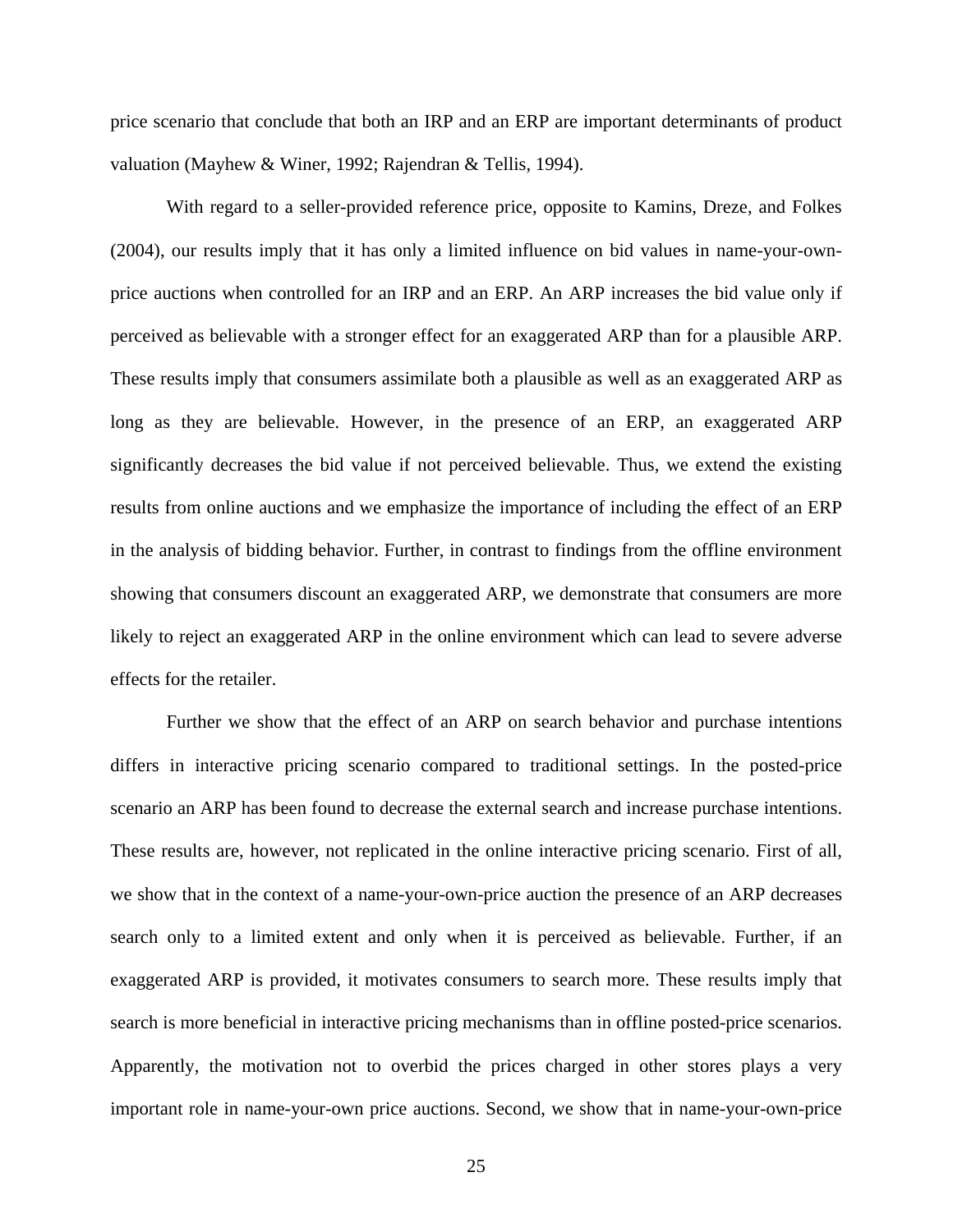price scenario that conclude that both an IRP and an ERP are important determinants of product valuation (Mayhew & Winer, 1992; Rajendran & Tellis, 1994).

With regard to a seller-provided reference price, opposite to Kamins, Dreze, and Folkes (2004), our results imply that it has only a limited influence on bid values in name-your-own-price auctions when controlled for an IRP and an ERP. An ARP increases the bid value only if perceived as believable with a stronger effect for an exaggerated ARP than for a plausible ARP. These results imply that consumers assimilate both a plausible as well as an exaggerated ARP as long as they are believable. However, in the presence of an ERP, an exaggerated ARP significantly decreases the bid value if not perceived believable. Thus, we extend the existing results from online auctions and we emphasize the importance of including the effect of an ERP in the analysis of bidding behavior. Further, in contrast to findings from the offline environment showing that consumers discount an exaggerated ARP, we demonstrate that consumers are more likely to reject an exaggerated ARP in the online environment which can lead to severe adverse effects for the retailer.

Further we show that the effect of an ARP on search behavior and purchase intentions differs in interactive pricing scenario compared to traditional settings. In the posted-price scenario an ARP has been found to decrease the external search and increase purchase intentions. These results are, however, not replicated in the online interactive pricing scenario. First of all, we show that in the context of a name-your-own-price auction the presence of an ARP decreases search only to a limited extent and only when it is perceived as believable. Further, if an exaggerated ARP is provided, it motivates consumers to search more. These results imply that search is more beneficial in interactive pricing mechanisms than in offline posted-price scenarios. Apparently, the motivation not to overbid the prices charged in other stores plays a very important role in name-your-own price auctions. Second, we show that in name-your-own-price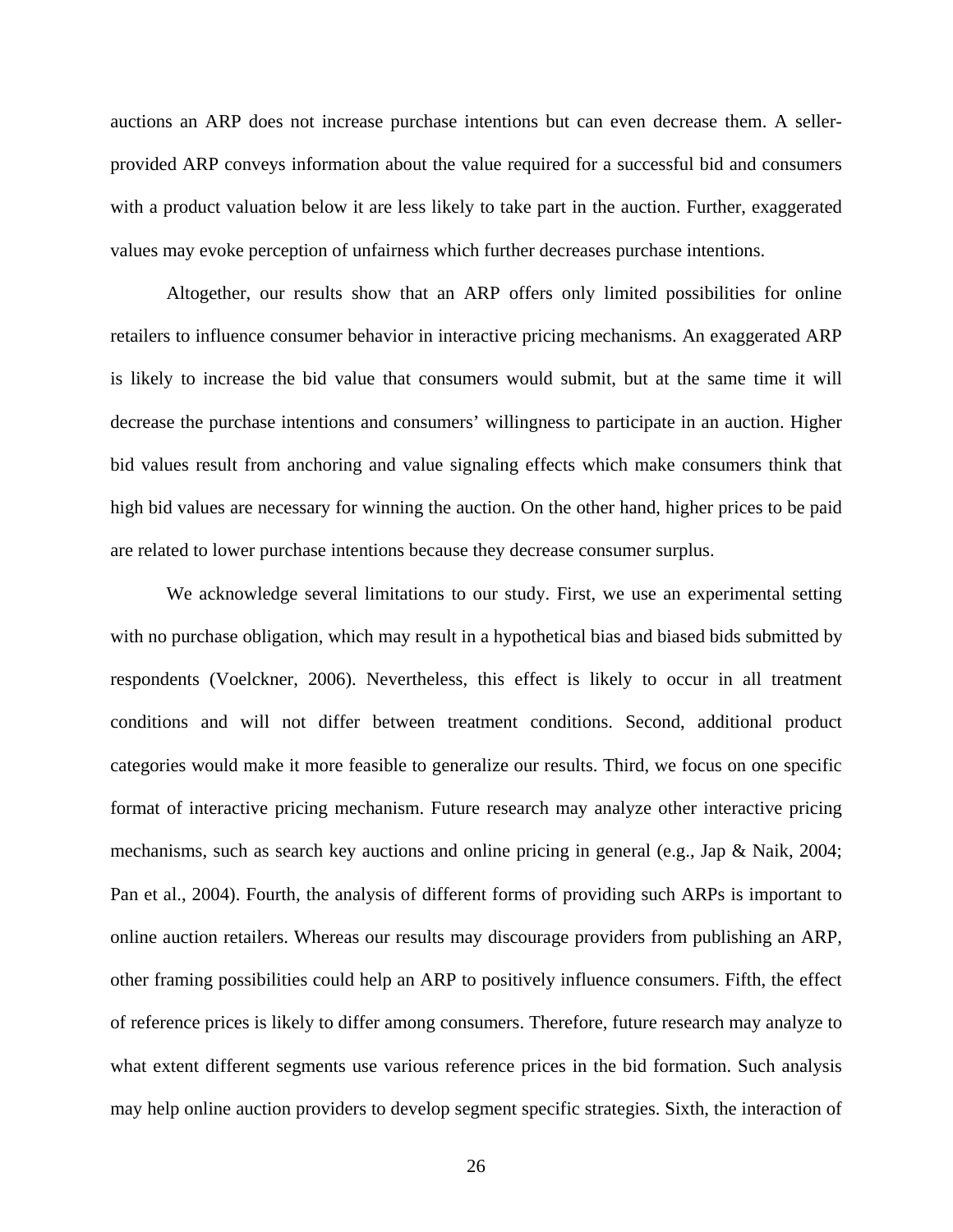auctions an ARP does not increase purchase intentions but can even decrease them. A seller-provided ARP conveys information about the value required for a successful bid and consumers with a product valuation below it are less likely to take part in the auction. Further, exaggerated values may evoke perception of unfairness which further decreases purchase intentions.

Altogether, our results show that an ARP offers only limited possibilities for online retailers to influence consumer behavior in interactive pricing mechanisms. An exaggerated ARP is likely to increase the bid value that consumers would submit, but at the same time it will decrease the purchase intentions and consumers' willingness to participate in an auction. Higher bid values result from anchoring and value signaling effects which make consumers think that high bid values are necessary for winning the auction. On the other hand, higher prices to be paid are related to lower purchase intentions because they decrease consumer surplus.

We acknowledge several limitations to our study. First, we use an experimental setting with no purchase obligation, which may result in a hypothetical bias and biased bids submitted by respondents (Voelckner, 2006). Nevertheless, this effect is likely to occur in all treatment conditions and will not differ between treatment conditions. Second, additional product categories would make it more feasible to generalize our results. Third, we focus on one specific format of interactive pricing mechanism. Future research may analyze other interactive pricing mechanisms, such as search key auctions and online pricing in general (e.g., Jap & Naik, 2004; Pan et al., 2004). Fourth, the analysis of different forms of providing such ARPs is important to online auction retailers. Whereas our results may discourage providers from publishing an ARP, other framing possibilities could help an ARP to positively influence consumers. Fifth, the effect of reference prices is likely to differ among consumers. Therefore, future research may analyze to what extent different segments use various reference prices in the bid formation. Such analysis may help online auction providers to develop segment specific strategies. Sixth, the interaction of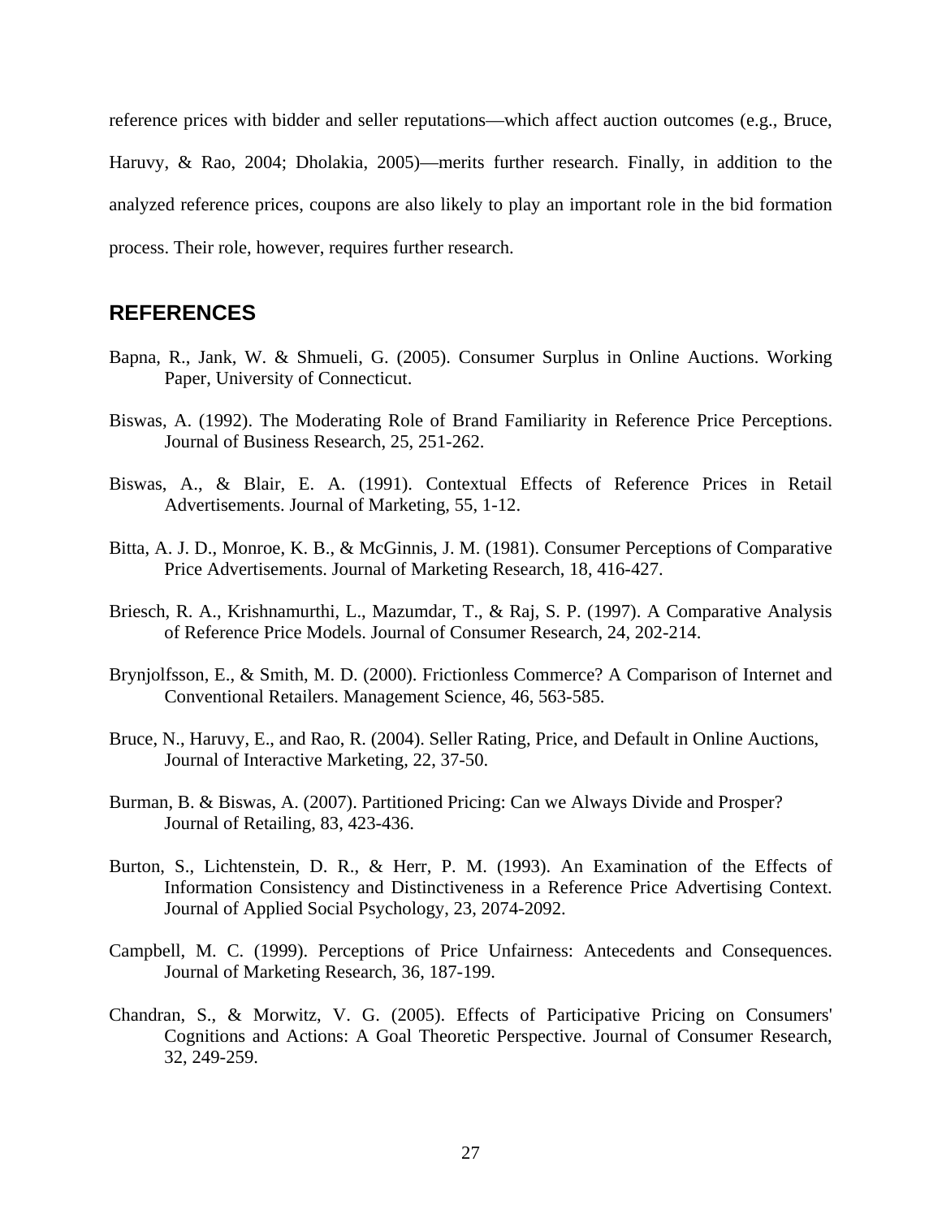reference prices with bidder and seller reputations—which affect auction outcomes (e.g., Bruce, Haruvy, & Rao, 2004; Dholakia, 2005)—merits further research. Finally, in addition to the analyzed reference prices, coupons are also likely to play an important role in the bid formation process. Their role, however, requires further research.

## REFERENCES

Bapna, R., Jank, W. & Shmueli, G. (2005). Consumer Surplus in Online Auctions. Working Paper, University of Connecticut.

Biswas, A. (1992). The Moderating Role of Brand Familiarity in Reference Price Perceptions. Journal of Business Research, 25, 251-262.

Biswas, A., & Blair, E. A. (1991). Contextual Effects of Reference Prices in Retail Advertisements. Journal of Marketing, 55, 1-12.

Bitta, A. J. D., Monroe, K. B., & McGinnis, J. M. (1981). Consumer Perceptions of Comparative Price Advertisements. Journal of Marketing Research, 18, 416-427.

Briesch, R. A., Krishnamurthi, L., Mazumdar, T., & Raj, S. P. (1997). A Comparative Analysis of Reference Price Models. Journal of Consumer Research, 24, 202-214.

Brynjolfsson, E., & Smith, M. D. (2000). Frictionless Commerce? A Comparison of Internet and Conventional Retailers. Management Science, 46, 563-585.

Bruce, N., Haruvy, E., and Rao, R. (2004). Seller Rating, Price, and Default in Online Auctions, Journal of Interactive Marketing, 22, 37-50.

Burman, B. & Biswas, A. (2007). Partitioned Pricing: Can we Always Divide and Prosper? Journal of Retailing, 83, 423-436.

Burton, S., Lichtenstein, D. R., & Herr, P. M. (1993). An Examination of the Effects of Information Consistency and Distinctiveness in a Reference Price Advertising Context. Journal of Applied Social Psychology, 23, 2074-2092.

Campbell, M. C. (1999). Perceptions of Price Unfairness: Antecedents and Consequences. Journal of Marketing Research, 36, 187-199.

Chandran, S., & Morwitz, V. G. (2005). Effects of Participative Pricing on Consumers' Cognitions and Actions: A Goal Theoretic Perspective. Journal of Consumer Research, 32, 249-259.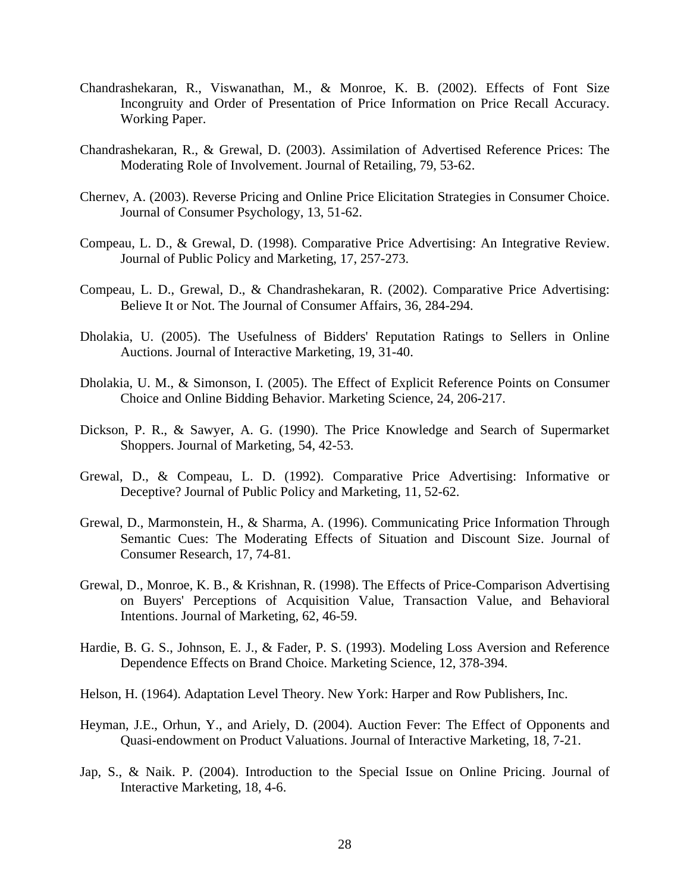Chandrashekaran, R., Viswanathan, M., & Monroe, K. B. (2002). Effects of Font Size Incongruity and Order of Presentation of Price Information on Price Recall Accuracy. Working Paper.

Chandrashekaran, R., & Grewal, D. (2003). Assimilation of Advertised Reference Prices: The Moderating Role of Involvement. Journal of Retailing, 79, 53-62.

Chernev, A. (2003). Reverse Pricing and Online Price Elicitation Strategies in Consumer Choice. Journal of Consumer Psychology, 13, 51-62.

Compeau, L. D., & Grewal, D. (1998). Comparative Price Advertising: An Integrative Review. Journal of Public Policy and Marketing, 17, 257-273.

Compeau, L. D., Grewal, D., & Chandrashekaran, R. (2002). Comparative Price Advertising: Believe It or Not. The Journal of Consumer Affairs, 36, 284-294.

Dholakia, U. (2005). The Usefulness of Bidders' Reputation Ratings to Sellers in Online Auctions. Journal of Interactive Marketing, 19, 31-40.

Dholakia, U. M., & Simonson, I. (2005). The Effect of Explicit Reference Points on Consumer Choice and Online Bidding Behavior. Marketing Science, 24, 206-217.

Dickson, P. R., & Sawyer, A. G. (1990). The Price Knowledge and Search of Supermarket Shoppers. Journal of Marketing, 54, 42-53.

Grewal, D., & Compeau, L. D. (1992). Comparative Price Advertising: Informative or Deceptive? Journal of Public Policy and Marketing, 11, 52-62.

Grewal, D., Marmonstein, H., & Sharma, A. (1996). Communicating Price Information Through Semantic Cues: The Moderating Effects of Situation and Discount Size. Journal of Consumer Research, 17, 74-81.

Grewal, D., Monroe, K. B., & Krishnan, R. (1998). The Effects of Price-Comparison Advertising on Buyers' Perceptions of Acquisition Value, Transaction Value, and Behavioral Intentions. Journal of Marketing, 62, 46-59.

Hardie, B. G. S., Johnson, E. J., & Fader, P. S. (1993). Modeling Loss Aversion and Reference Dependence Effects on Brand Choice. Marketing Science, 12, 378-394.

Helson, H. (1964). Adaptation Level Theory. New York: Harper and Row Publishers, Inc.

Heyman, J.E., Orhun, Y., and Ariely, D. (2004). Auction Fever: The Effect of Opponents and Quasi-endowment on Product Valuations. Journal of Interactive Marketing, 18, 7-21.

Jap, S., & Naik. P. (2004). Introduction to the Special Issue on Online Pricing. Journal of Interactive Marketing, 18, 4-6.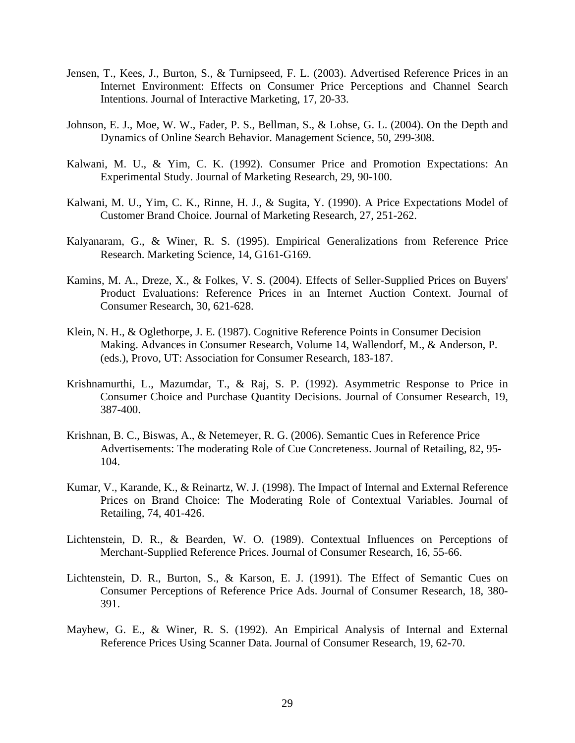Jensen, T., Kees, J., Burton, S., & Turnipseed, F. L. (2003). Advertised Reference Prices in an Internet Environment: Effects on Consumer Price Perceptions and Channel Search Intentions. Journal of Interactive Marketing, 17, 20-33.

Johnson, E. J., Moe, W. W., Fader, P. S., Bellman, S., & Lohse, G. L. (2004). On the Depth and Dynamics of Online Search Behavior. Management Science, 50, 299-308.

Kalwani, M. U., & Yim, C. K. (1992). Consumer Price and Promotion Expectations: An Experimental Study. Journal of Marketing Research, 29, 90-100.

Kalwani, M. U., Yim, C. K., Rinne, H. J., & Sugita, Y. (1990). A Price Expectations Model of Customer Brand Choice. Journal of Marketing Research, 27, 251-262.

Kalyanaram, G., & Winer, R. S. (1995). Empirical Generalizations from Reference Price Research. Marketing Science, 14, G161-G169.

Kamins, M. A., Dreze, X., & Folkes, V. S. (2004). Effects of Seller-Supplied Prices on Buyers' Product Evaluations: Reference Prices in an Internet Auction Context. Journal of Consumer Research, 30, 621-628.

Klein, N. H., & Oglethorpe, J. E. (1987). Cognitive Reference Points in Consumer Decision Making. Advances in Consumer Research, Volume 14, Wallendorf, M., & Anderson, P. (eds.), Provo, UT: Association for Consumer Research, 183-187.

Krishnamurthi, L., Mazumdar, T., & Raj, S. P. (1992). Asymmetric Response to Price in Consumer Choice and Purchase Quantity Decisions. Journal of Consumer Research, 19, 387-400.

Krishnan, B. C., Biswas, A., & Netemeyer, R. G. (2006). Semantic Cues in Reference Price Advertisements: The moderating Role of Cue Concreteness. Journal of Retailing, 82, 95-104.

Kumar, V., Karande, K., & Reinartz, W. J. (1998). The Impact of Internal and External Reference Prices on Brand Choice: The Moderating Role of Contextual Variables. Journal of Retailing, 74, 401-426.

Lichtenstein, D. R., & Bearden, W. O. (1989). Contextual Influences on Perceptions of Merchant-Supplied Reference Prices. Journal of Consumer Research, 16, 55-66.

Lichtenstein, D. R., Burton, S., & Karson, E. J. (1991). The Effect of Semantic Cues on Consumer Perceptions of Reference Price Ads. Journal of Consumer Research, 18, 380-391.

Mayhew, G. E., & Winer, R. S. (1992). An Empirical Analysis of Internal and External Reference Prices Using Scanner Data. Journal of Consumer Research, 19, 62-70.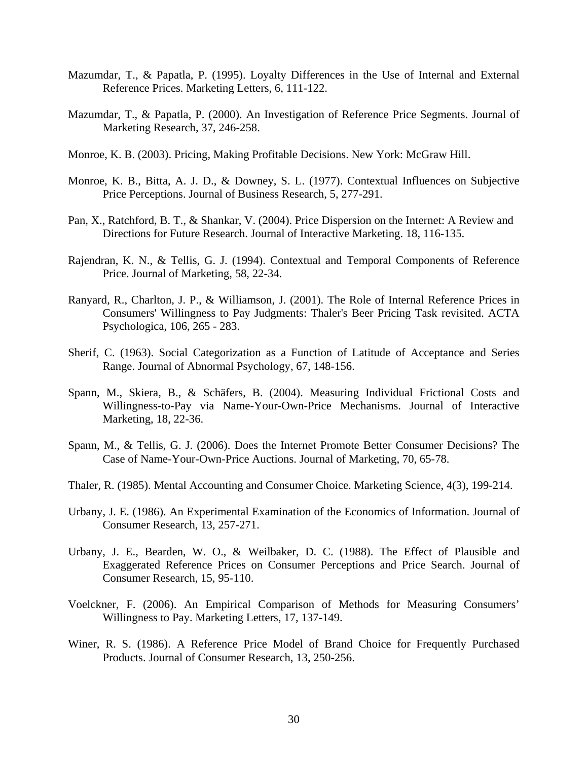Mazumdar, T., & Papatla, P. (1995). Loyalty Differences in the Use of Internal and External Reference Prices. Marketing Letters, 6, 111-122.

Mazumdar, T., & Papatla, P. (2000). An Investigation of Reference Price Segments. Journal of Marketing Research, 37, 246-258.

Monroe, K. B. (2003). Pricing, Making Profitable Decisions. New York: McGraw Hill.

Monroe, K. B., Bitta, A. J. D., & Downey, S. L. (1977). Contextual Influences on Subjective Price Perceptions. Journal of Business Research, 5, 277-291.

Pan, X., Ratchford, B. T., & Shankar, V. (2004). Price Dispersion on the Internet: A Review and Directions for Future Research. Journal of Interactive Marketing. 18, 116-135.

Rajendran, K. N., & Tellis, G. J. (1994). Contextual and Temporal Components of Reference Price. Journal of Marketing, 58, 22-34.

Ranyard, R., Charlton, J. P., & Williamson, J. (2001). The Role of Internal Reference Prices in Consumers' Willingness to Pay Judgments: Thaler's Beer Pricing Task revisited. ACTA Psychologica, 106, 265 - 283.

Sherif, C. (1963). Social Categorization as a Function of Latitude of Acceptance and Series Range. Journal of Abnormal Psychology, 67, 148-156.

Spann, M., Skiera, B., & Schäfers, B. (2004). Measuring Individual Frictional Costs and Willingness-to-Pay via Name-Your-Own-Price Mechanisms. Journal of Interactive Marketing, 18, 22-36.

Spann, M., & Tellis, G. J. (2006). Does the Internet Promote Better Consumer Decisions? The Case of Name-Your-Own-Price Auctions. Journal of Marketing, 70, 65-78.

Thaler, R. (1985). Mental Accounting and Consumer Choice. Marketing Science, 4(3), 199-214.

Urbany, J. E. (1986). An Experimental Examination of the Economics of Information. Journal of Consumer Research, 13, 257-271.

Urbany, J. E., Bearden, W. O., & Weilbaker, D. C. (1988). The Effect of Plausible and Exaggerated Reference Prices on Consumer Perceptions and Price Search. Journal of Consumer Research, 15, 95-110.

Voelckner, F. (2006). An Empirical Comparison of Methods for Measuring Consumers' Willingness to Pay. Marketing Letters, 17, 137-149.

Winer, R. S. (1986). A Reference Price Model of Brand Choice for Frequently Purchased Products. Journal of Consumer Research, 13, 250-256.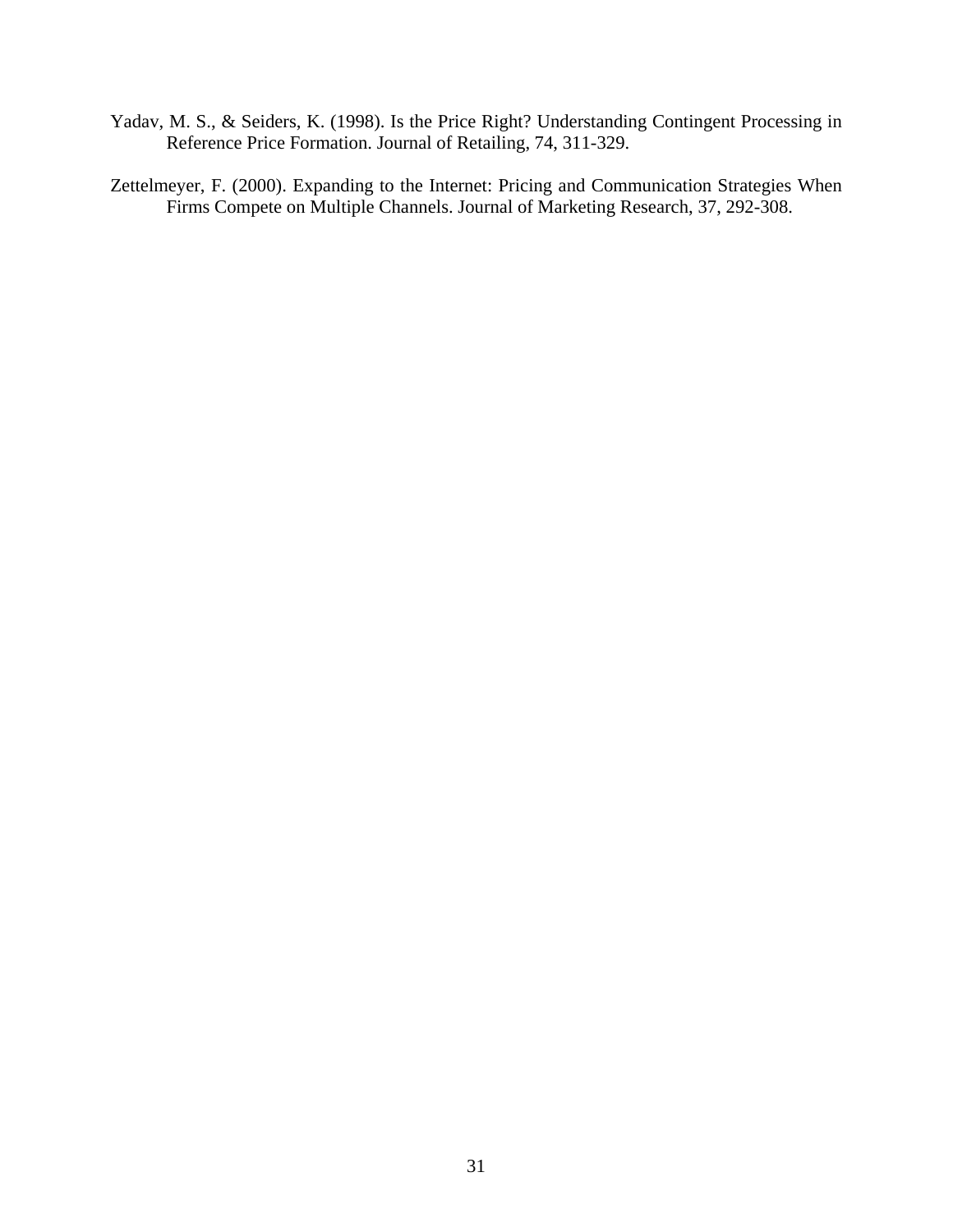Yadav, M. S., & Seiders, K. (1998). Is the Price Right? Understanding Contingent Processing in Reference Price Formation. Journal of Retailing, 74, 311-329.

Zettelmeyer, F. (2000). Expanding to the Internet: Pricing and Communication Strategies When Firms Compete on Multiple Channels. Journal of Marketing Research, 37, 292-308.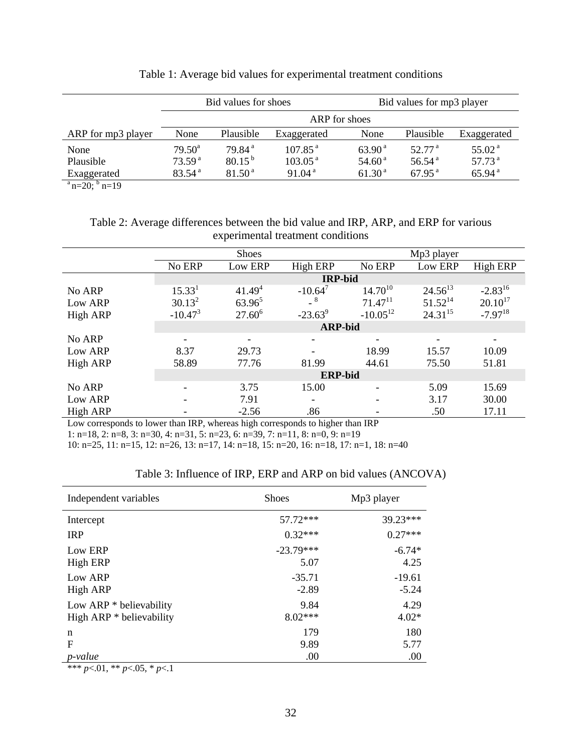Table 1: Average bid values for experimental treatment conditions

| | Bid values for shoes | | | Bid values for mp3 player | | |
|---|---|---|---|---|---|---|
| | ARP for shoes | | | | | |
| ARP for mp3 player | None | Plausible | Exaggerated | None | Plausible | Exaggerated |
| None | 79.50[a] | 79.84[a] | 107.85[a] | 63.90[a] | 52.77[a] | 55.02[a] |
| Plausible | 73.59[a] | 80.15[b] | 103.05[a] | 54.60[a] | 56.54[a] | 57.73[a] |
| Exaggerated | 83.54[a] | 81.50[a] | 91.04[a] | 61.30[a] | 67.95[a] | 65.94[a] |

[a] n=20; [b] n=19

Table 2: Average differences between the bid value and IRP, ARP, and ERP for various experimental treatment conditions

| | Shoes | | | Mp3 player | | |
|---|---|---|---|---|---|---|
| | No ERP | Low ERP | High ERP | No ERP | Low ERP | High ERP |
| | **IRP-bid** | | | | | |
| No ARP | 15.33[1] | 41.49[4] | -10.64[7] | 14.70[10] | 24.56[13] | -2.83[16] |
| Low ARP | 30.13[2] | 63.96[5] | -[8] | 71.47[11] | 51.52[14] | 20.10[17] |
| High ARP | -10.47[3] | 27.60[6] | -23.63[9] | -10.05[12] | 24.31[15] | -7.97[18] |
| | **ARP-bid** | | | | | |
| No ARP | - | - | - | - | - | - |
| Low ARP | 8.37 | 29.73 | - | 18.99 | 15.57 | 10.09 |
| High ARP | 58.89 | 77.76 | 81.99 | 44.61 | 75.50 | 51.81 |
| | **ERP-bid** | | | | | |
| No ARP | - | 3.75 | 15.00 | - | 5.09 | 15.69 |
| Low ARP | - | 7.91 | - | - | 3.17 | 30.00 |
| High ARP | - | -2.56 | .86 | - | .50 | 17.11 |

Low corresponds to lower than IRP, whereas high corresponds to higher than IRP
1: n=18, 2: n=8, 3: n=30, 4: n=31, 5: n=23, 6: n=39, 7: n=11, 8: n=0, 9: n=19
10: n=25, 11: n=15, 12: n=26, 13: n=17, 14: n=18, 15: n=20, 16: n=18, 17: n=1, 18: n=40

Table 3: Influence of IRP, ERP and ARP on bid values (ANCOVA)

| Independent variables | Shoes | Mp3 player |
|---|---|---|
| Intercept | 57.72*** | 39.23*** |
| IRP | 0.32*** | 0.27*** |
| Low ERP | -23.79*** | -6.74* |
| High ERP | 5.07 | 4.25 |
| Low ARP | -35.71 | -19.61 |
| High ARP | -2.89 | -5.24 |
| Low ARP * believability | 9.84 | 4.29 |
| High ARP * believability | 8.02*** | 4.02* |
| n | 179 | 180 |
| F | 9.89 | 5.77 |
| *p-value* | .00 | .00 |

*** $p<.01$, ** $p<.05$, * $p<.1$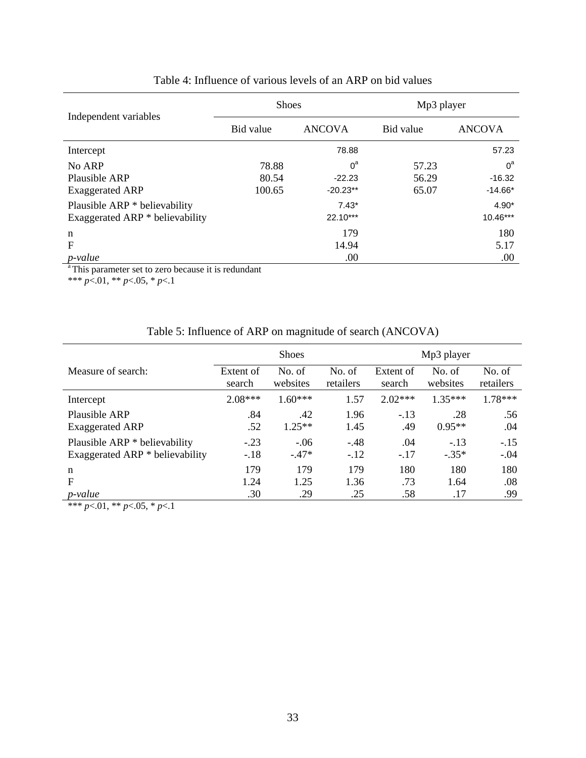Table 4: Influence of various levels of an ARP on bid values

| Independent variables | Shoes | | Mp3 player | |
|---|---|---|---|---|
| | Bid value | ANCOVA | Bid value | ANCOVA |
| Intercept | | 78.88 | | 57.23 |
| No ARP | 78.88 | 0[a] | 57.23 | 0[a] |
| Plausible ARP | 80.54 | -22.23 | 56.29 | -16.32 |
| Exaggerated ARP | 100.65 | -20.23** | 65.07 | -14.66* |
| Plausible ARP * believability | | 7.43* | | 4.90* |
| Exaggerated ARP * believability | | 22.10*** | | 10.46*** |
| n | | 179 | | 180 |
| F | | 14.94 | | 5.17 |
| *p-value* | | .00 | | .00 |

[a] This parameter set to zero because it is redundant

*** $p<.01$, ** $p<.05$, * $p<.1$

Table 5: Influence of ARP on magnitude of search (ANCOVA)

| Measure of search: | Shoes | | | Mp3 player | | |
|---|---|---|---|---|---|---|
| | Extent of search | No. of websites | No. of retailers | Extent of search | No. of websites | No. of retailers |
| Intercept | 2.08*** | 1.60*** | 1.57 | 2.02*** | 1.35*** | 1.78*** |
| Plausible ARP | .84 | .42 | 1.96 | -.13 | .28 | .56 |
| Exaggerated ARP | .52 | 1.25** | 1.45 | .49 | 0.95** | .04 |
| Plausible ARP * believability | -.23 | -.06 | -.48 | .04 | -.13 | -.15 |
| Exaggerated ARP * believability | -.18 | -.47* | -.12 | -.17 | -.35* | -.04 |
| n | 179 | 179 | 179 | 180 | 180 | 180 |
| F | 1.24 | 1.25 | 1.36 | .73 | 1.64 | .08 |
| *p-value* | .30 | .29 | .25 | .58 | .17 | .99 |

*** $p<.01$, ** $p<.05$, * $p<.1$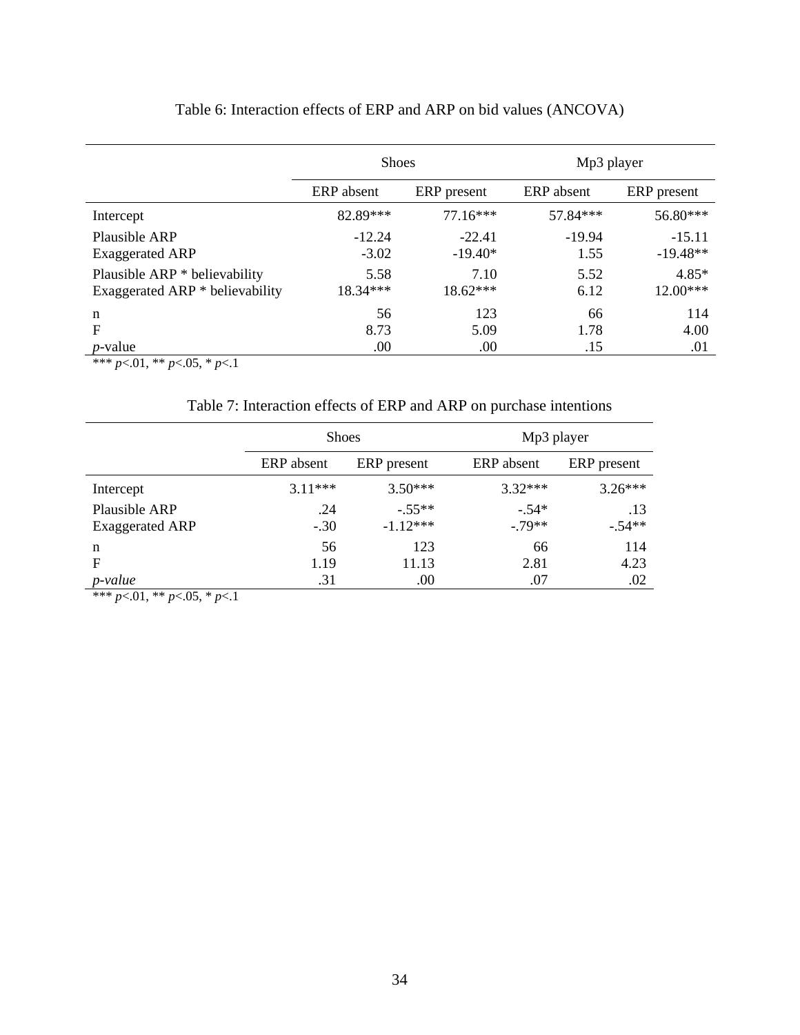Table 6: Interaction effects of ERP and ARP on bid values (ANCOVA)

| | Shoes | | Mp3 player | |
|---|---|---|---|---|
| | ERP absent | ERP present | ERP absent | ERP present |
| Intercept | 82.89*** | 77.16*** | 57.84*** | 56.80*** |
| Plausible ARP | -12.24 | -22.41 | -19.94 | -15.11 |
| Exaggerated ARP | -3.02 | -19.40* | 1.55 | -19.48** |
| Plausible ARP * believability | 5.58 | 7.10 | 5.52 | 4.85* |
| Exaggerated ARP * believability | 18.34*** | 18.62*** | 6.12 | 12.00*** |
| n | 56 | 123 | 66 | 114 |
| F | 8.73 | 5.09 | 1.78 | 4.00 |
| *p*-value | .00 | .00 | .15 | .01 |

*** $p$<.01, ** $p$<.05, * $p$<.1

Table 7: Interaction effects of ERP and ARP on purchase intentions

| | Shoes | | Mp3 player | |
|---|---|---|---|---|
| | ERP absent | ERP present | ERP absent | ERP present |
| Intercept | 3.11*** | 3.50*** | 3.32*** | 3.26*** |
| Plausible ARP | .24 | -.55** | -.54* | .13 |
| Exaggerated ARP | -.30 | -1.12*** | -.79** | -.54** |
| n | 56 | 123 | 66 | 114 |
| F | 1.19 | 11.13 | 2.81 | 4.23 |
| *p-value* | .31 | .00 | .07 | .02 |

*** $p$<.01, ** $p$<.05, * $p$<.1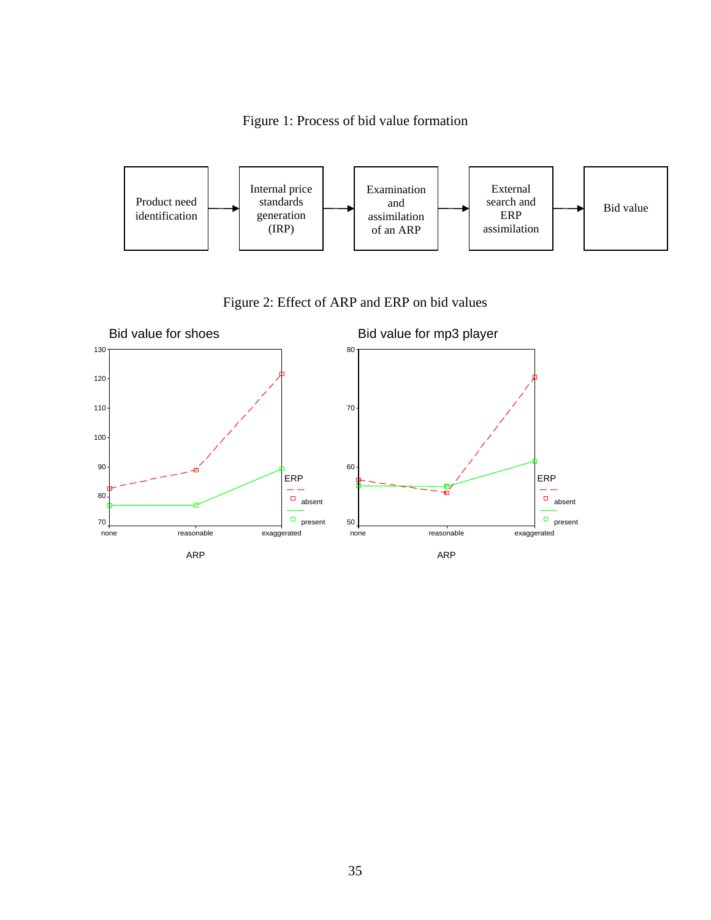Figure 1: Process of bid value formation

Product need identification

Internal price standards generation (IRP)

Examination and assimilation of an ARP

External search and ERP assimilation

Bid value

Figure 2: Effect of ARP and ERP on bid values

Bid value for shoes

130
120
110
100
90
80
70

none
reasonable
exaggerated

ARP

ERP
absent
present

Bid value for mp3 player

80
70
60
50

none
reasonable
exaggerated

ARP

ERP
absent
present